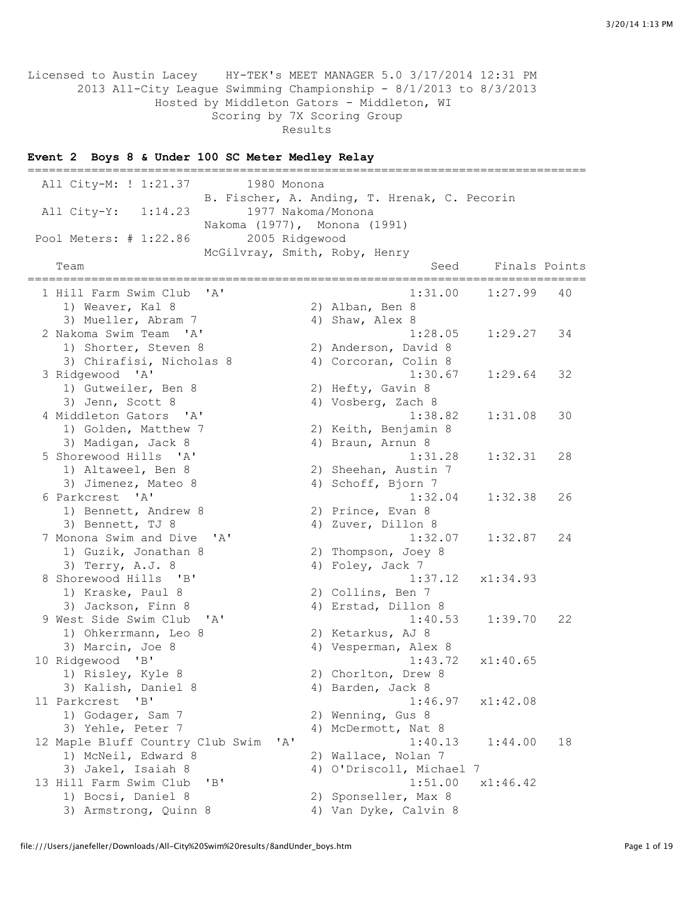Licensed to Austin Lacey    HY-TEK's MEET MANAGER 5.0 3/17/2014 12:31 PM
2013 All-City League Swimming Championship - 8/1/2013 to 8/3/2013
Hosted by Middleton Gators - Middleton, WI
Scoring by 7X Scoring Group
Results

### Event 2  Boys 8 & Under 100 SC Meter Medley Relay

```
===============================================================================
  All City-M: ! 1:21.37        1980 Monona
                       B. Fischer, A. Anding, T. Hrenak, C. Pecorin
  All City-Y:   1:14.23        1977 Nakoma/Monona
                       Nakoma (1977),  Monona (1991)
 Pool Meters: # 1:22.86        2005 Ridgewood
                       McGilvray, Smith, Roby, Henry
    Team                                            Seed     Finals Points
===============================================================================
  1 Hill Farm Swim Club  'A'                      1:31.00    1:27.99   40
     1) Weaver, Kal 8                  2) Alban, Ben 8
     3) Mueller, Abram 7               4) Shaw, Alex 8
  2 Nakoma Swim Team  'A'                         1:28.05    1:29.27   34
     1) Shorter, Steven 8              2) Anderson, David 8
     3) Chirafisi, Nicholas 8          4) Corcoran, Colin 8
  3 Ridgewood  'A'                                1:30.67    1:29.64   32
     1) Gutweiler, Ben 8               2) Hefty, Gavin 8
     3) Jenn, Scott 8                  4) Vosberg, Zach 8
  4 Middleton Gators  'A'                         1:38.82    1:31.08   30
     1) Golden, Matthew 7              2) Keith, Benjamin 8
     3) Madigan, Jack 8                4) Braun, Arnun 8
  5 Shorewood Hills  'A'                          1:31.28    1:32.31   28
     1) Altaweel, Ben 8                2) Sheehan, Austin 7
     3) Jimenez, Mateo 8               4) Schoff, Bjorn 7
  6 Parkcrest  'A'                                1:32.04    1:32.38   26
     1) Bennett, Andrew 8              2) Prince, Evan 8
     3) Bennett, TJ 8                  4) Zuver, Dillon 8
  7 Monona Swim and Dive  'A'                     1:32.07    1:32.87   24
     1) Guzik, Jonathan 8              2) Thompson, Joey 8
     3) Terry, A.J. 8                  4) Foley, Jack 7
  8 Shorewood Hills  'B'                          1:37.12   x1:34.93
     1) Kraske, Paul 8                 2) Collins, Ben 7
     3) Jackson, Finn 8                4) Erstad, Dillon 8
  9 West Side Swim Club  'A'                      1:40.53    1:39.70   22
     1) Ohkerrmann, Leo 8              2) Ketarkus, AJ 8
     3) Marcin, Joe 8                  4) Vesperman, Alex 8
 10 Ridgewood  'B'                                1:43.72   x1:40.65
     1) Risley, Kyle 8                 2) Chorlton, Drew 8
     3) Kalish, Daniel 8               4) Barden, Jack 8
 11 Parkcrest  'B'                                1:46.97   x1:42.08
     1) Godager, Sam 7                 2) Wenning, Gus 8
     3) Yehle, Peter 7                 4) McDermott, Nat 8
 12 Maple Bluff Country Club Swim  'A'            1:40.13    1:44.00   18
     1) McNeil, Edward 8               2) Wallace, Nolan 7
     3) Jakel, Isaiah 8                4) O'Driscoll, Michael 7
 13 Hill Farm Swim Club  'B'                      1:51.00   x1:46.42
     1) Bocsi, Daniel 8                2) Sponseller, Max 8
     3) Armstrong, Quinn 8             4) Van Dyke, Calvin 8
```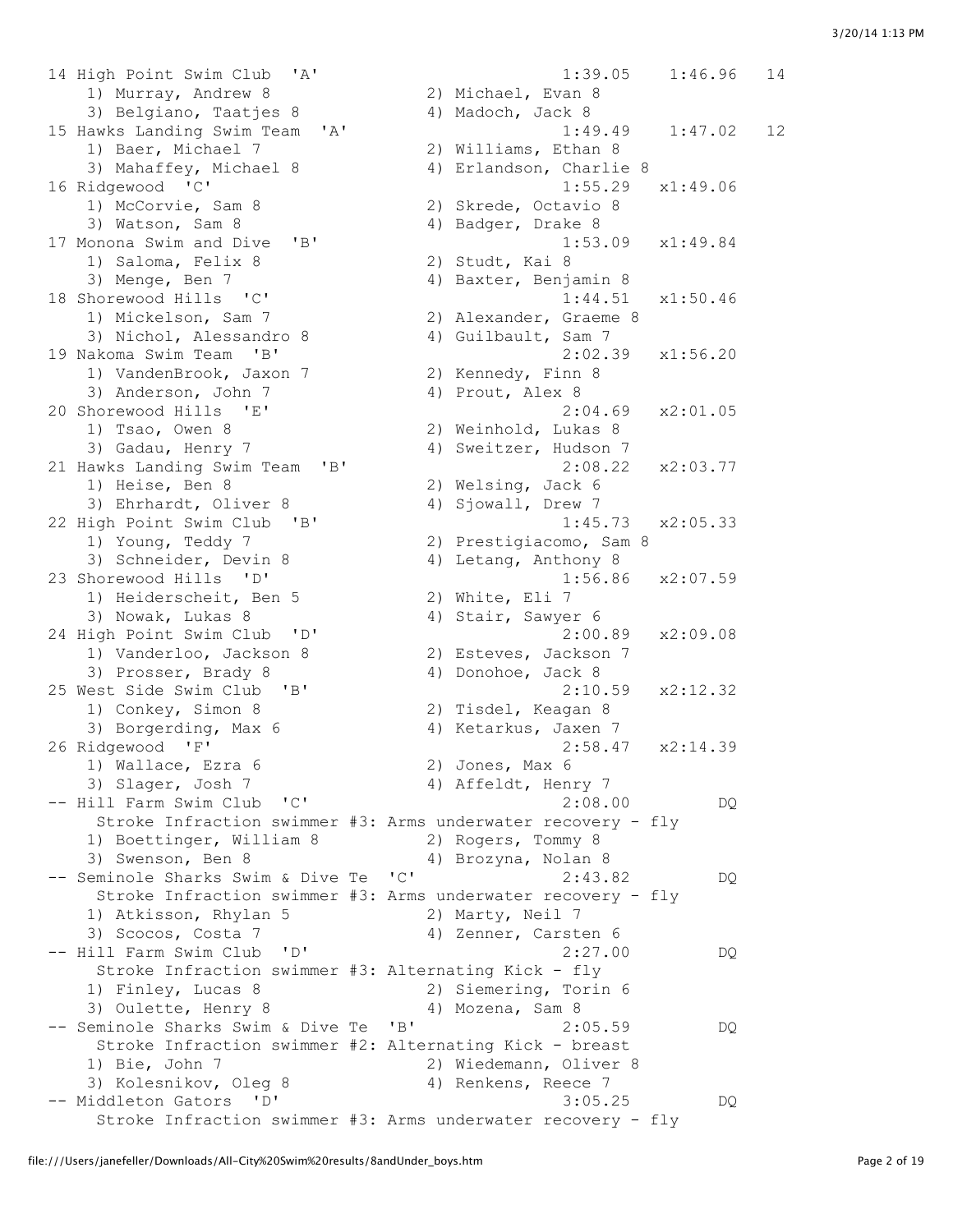```
14 High Point Swim Club  'A'                          1:39.05    1:46.96   14
    1) Murray, Andrew 8               2) Michael, Evan 8
    3) Belgiano, Taatjes 8            4) Madoch, Jack 8
15 Hawks Landing Swim Team  'A'                       1:49.49    1:47.02   12
    1) Baer, Michael 7                2) Williams, Ethan 8
    3) Mahaffey, Michael 8            4) Erlandson, Charlie 8
16 Ridgewood  'C'                                     1:55.29   x1:49.06
    1) McCorvie, Sam 8                2) Skrede, Octavio 8
    3) Watson, Sam 8                  4) Badger, Drake 8
17 Monona Swim and Dive  'B'                          1:53.09   x1:49.84
    1) Saloma, Felix 8                2) Studt, Kai 8
    3) Menge, Ben 7                   4) Baxter, Benjamin 8
18 Shorewood Hills  'C'                               1:44.51   x1:50.46
    1) Mickelson, Sam 7               2) Alexander, Graeme 8
    3) Nichol, Alessandro 8           4) Guilbault, Sam 7
19 Nakoma Swim Team  'B'                              2:02.39   x1:56.20
    1) VandenBrook, Jaxon 7           2) Kennedy, Finn 8
    3) Anderson, John 7               4) Prout, Alex 8
20 Shorewood Hills  'E'                               2:04.69   x2:01.05
    1) Tsao, Owen 8                   2) Weinhold, Lukas 8
    3) Gadau, Henry 7                 4) Sweitzer, Hudson 7
21 Hawks Landing Swim Team  'B'                       2:08.22   x2:03.77
    1) Heise, Ben 8                   2) Welsing, Jack 6
    3) Ehrhardt, Oliver 8             4) Sjowall, Drew 7
22 High Point Swim Club  'B'                          1:45.73   x2:05.33
    1) Young, Teddy 7                 2) Prestigiacomo, Sam 8
    3) Schneider, Devin 8             4) Letang, Anthony 8
23 Shorewood Hills  'D'                               1:56.86   x2:07.59
    1) Heiderscheit, Ben 5            2) White, Eli 7
    3) Nowak, Lukas 8                 4) Stair, Sawyer 6
24 High Point Swim Club  'D'                          2:00.89   x2:09.08
    1) Vanderloo, Jackson 8           2) Esteves, Jackson 7
    3) Prosser, Brady 8               4) Donohoe, Jack 8
25 West Side Swim Club  'B'                           2:10.59   x2:12.32
    1) Conkey, Simon 8                2) Tisdel, Keagan 8
    3) Borgerding, Max 6              4) Ketarkus, Jaxen 7
26 Ridgewood  'F'                                     2:58.47   x2:14.39
    1) Wallace, Ezra 6                2) Jones, Max 6
    3) Slager, Josh 7                 4) Affeldt, Henry 7
-- Hill Farm Swim Club  'C'                           2:08.00         DQ
     Stroke Infraction swimmer #3: Arms underwater recovery - fly
    1) Boettinger, William 8          2) Rogers, Tommy 8
    3) Swenson, Ben 8                 4) Brozyna, Nolan 8
-- Seminole Sharks Swim & Dive Te  'C'                2:43.82         DQ
     Stroke Infraction swimmer #3: Arms underwater recovery - fly
    1) Atkisson, Rhylan 5             2) Marty, Neil 7
    3) Scocos, Costa 7                4) Zenner, Carsten 6
-- Hill Farm Swim Club  'D'                           2:27.00         DQ
     Stroke Infraction swimmer #3: Alternating Kick - fly
    1) Finley, Lucas 8                2) Siemering, Torin 6
    3) Oulette, Henry 8               4) Mozena, Sam 8
-- Seminole Sharks Swim & Dive Te  'B'                2:05.59         DQ
     Stroke Infraction swimmer #2: Alternating Kick - breast
    1) Bie, John 7                    2) Wiedemann, Oliver 8
    3) Kolesnikov, Oleg 8             4) Renkens, Reece 7
-- Middleton Gators  'D'                              3:05.25         DQ
     Stroke Infraction swimmer #3: Arms underwater recovery - fly
```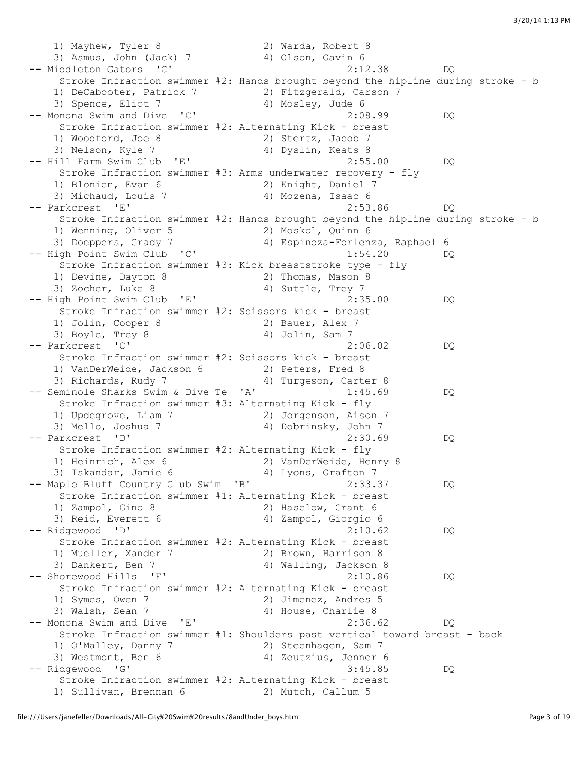```
    1) Mayhew, Tyler 8                2) Warda, Robert 8
    3) Asmus, John (Jack) 7           4) Olson, Gavin 6
 -- Middleton Gators  'C'                             2:12.38         DQ
      Stroke Infraction swimmer #2: Hands brought beyond the hipline during stroke - b
    1) DeCabooter, Patrick 7          2) Fitzgerald, Carson 7
    3) Spence, Eliot 7                4) Mosley, Jude 6
 -- Monona Swim and Dive  'C'                         2:08.99         DQ
      Stroke Infraction swimmer #2: Alternating Kick - breast
    1) Woodford, Joe 8                2) Stertz, Jacob 7
    3) Nelson, Kyle 7                 4) Dyslin, Keats 8
 -- Hill Farm Swim Club  'E'                          2:55.00         DQ
      Stroke Infraction swimmer #3: Arms underwater recovery - fly
    1) Blonien, Evan 6                2) Knight, Daniel 7
    3) Michaud, Louis 7               4) Mozena, Isaac 6
 -- Parkcrest  'E'                                    2:53.86         DQ
      Stroke Infraction swimmer #2: Hands brought beyond the hipline during stroke - b
    1) Wenning, Oliver 5              2) Moskol, Quinn 6
    3) Doeppers, Grady 7              4) Espinoza-Forlenza, Raphael 6
 -- High Point Swim Club  'C'                         1:54.20         DQ
      Stroke Infraction swimmer #3: Kick breaststroke type - fly
    1) Devine, Dayton 8               2) Thomas, Mason 8
    3) Zocher, Luke 8                 4) Suttle, Trey 7
 -- High Point Swim Club  'E'                         2:35.00         DQ
      Stroke Infraction swimmer #2: Scissors kick - breast
    1) Jolin, Cooper 8                2) Bauer, Alex 7
    3) Boyle, Trey 8                  4) Jolin, Sam 7
 -- Parkcrest  'C'                                    2:06.02         DQ
      Stroke Infraction swimmer #2: Scissors kick - breast
    1) VanDerWeide, Jackson 6         2) Peters, Fred 8
    3) Richards, Rudy 7               4) Turgeson, Carter 8
 -- Seminole Sharks Swim & Dive Te  'A'               1:45.69         DQ
      Stroke Infraction swimmer #3: Alternating Kick - fly
    1) Updegrove, Liam 7              2) Jorgenson, Aison 7
    3) Mello, Joshua 7                4) Dobrinsky, John 7
 -- Parkcrest  'D'                                    2:30.69         DQ
      Stroke Infraction swimmer #2: Alternating Kick - fly
    1) Heinrich, Alex 6               2) VanDerWeide, Henry 8
    3) Iskandar, Jamie 6              4) Lyons, Grafton 7
 -- Maple Bluff Country Club Swim  'B'                2:33.37         DQ
      Stroke Infraction swimmer #1: Alternating Kick - breast
    1) Zampol, Gino 8                 2) Haselow, Grant 6
    3) Reid, Everett 6                4) Zampol, Giorgio 6
 -- Ridgewood  'D'                                    2:10.62         DQ
      Stroke Infraction swimmer #2: Alternating Kick - breast
    1) Mueller, Xander 7              2) Brown, Harrison 8
    3) Dankert, Ben 7                 4) Walling, Jackson 8
 -- Shorewood Hills  'F'                              2:10.86         DQ
      Stroke Infraction swimmer #2: Alternating Kick - breast
    1) Symes, Owen 7                  2) Jimenez, Andres 5
    3) Walsh, Sean 7                  4) House, Charlie 8
 -- Monona Swim and Dive  'E'                         2:36.62         DQ
      Stroke Infraction swimmer #1: Shoulders past vertical toward breast - back
    1) O'Malley, Danny 7              2) Steenhagen, Sam 7
    3) Westmont, Ben 6                4) Zeutzius, Jenner 6
 -- Ridgewood  'G'                                    3:45.85         DQ
      Stroke Infraction swimmer #2: Alternating Kick - breast
    1) Sullivan, Brennan 6            2) Mutch, Callum 5
```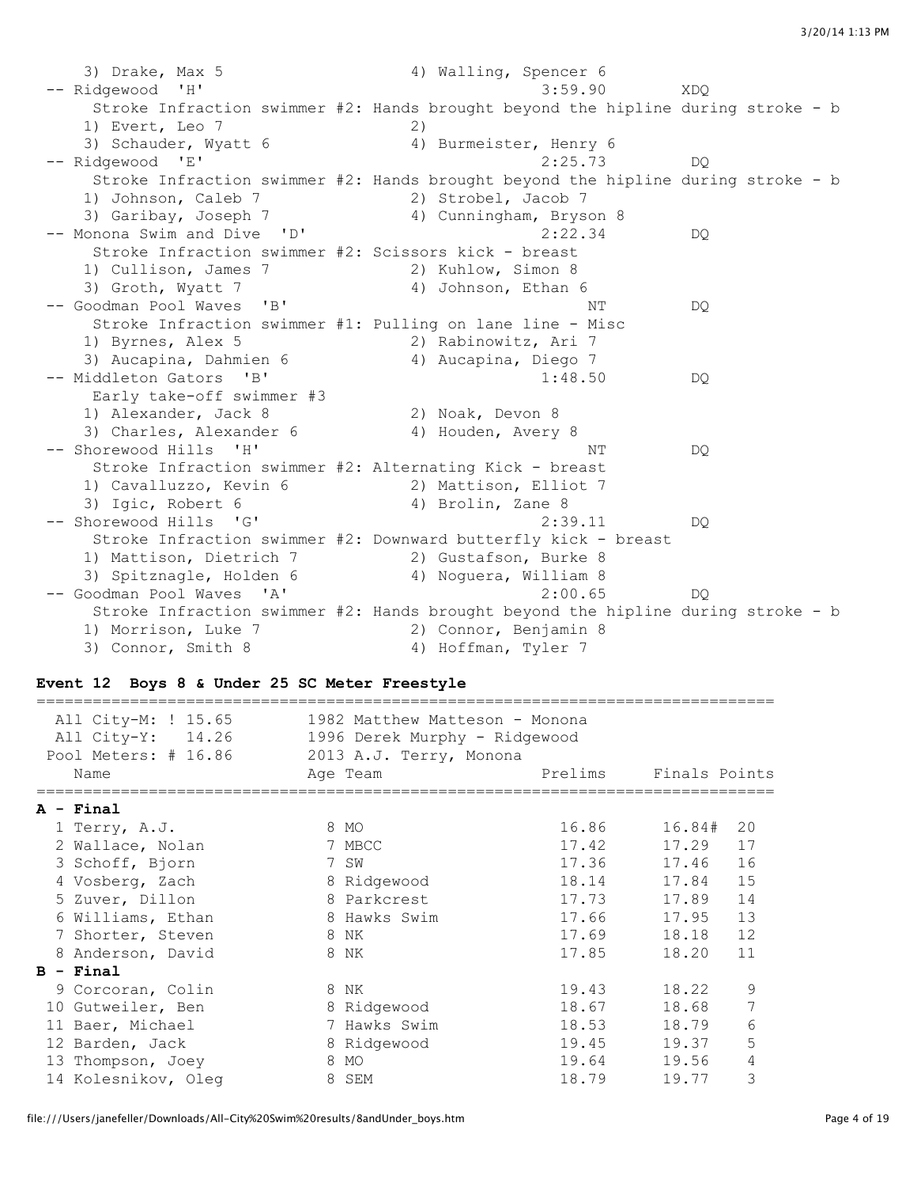```
    3) Drake, Max 5                  4) Walling, Spencer 6
 -- Ridgewood  'H'                                3:59.90        XDQ
     Stroke Infraction swimmer #2: Hands brought beyond the hipline during stroke - b
    1) Evert, Leo 7                  2)
    3) Schauder, Wyatt 6             4) Burmeister, Henry 6
 -- Ridgewood  'E'                                2:25.73         DQ
     Stroke Infraction swimmer #2: Hands brought beyond the hipline during stroke - b
    1) Johnson, Caleb 7              2) Strobel, Jacob 7
    3) Garibay, Joseph 7             4) Cunningham, Bryson 8
 -- Monona Swim and Dive  'D'                     2:22.34         DQ
     Stroke Infraction swimmer #2: Scissors kick - breast
    1) Cullison, James 7             2) Kuhlow, Simon 8
    3) Groth, Wyatt 7                4) Johnson, Ethan 6
 -- Goodman Pool Waves  'B'                            NT         DQ
     Stroke Infraction swimmer #1: Pulling on lane line - Misc
    1) Byrnes, Alex 5                2) Rabinowitz, Ari 7
    3) Aucapina, Dahmien 6           4) Aucapina, Diego 7
 -- Middleton Gators  'B'                         1:48.50         DQ
     Early take-off swimmer #3
    1) Alexander, Jack 8             2) Noak, Devon 8
    3) Charles, Alexander 6          4) Houden, Avery 8
 -- Shorewood Hills  'H'                               NT         DQ
     Stroke Infraction swimmer #2: Alternating Kick - breast
    1) Cavalluzzo, Kevin 6           2) Mattison, Elliot 7
    3) Igic, Robert 6                4) Brolin, Zane 8
 -- Shorewood Hills  'G'                          2:39.11         DQ
     Stroke Infraction swimmer #2: Downward butterfly kick - breast
    1) Mattison, Dietrich 7          2) Gustafson, Burke 8
    3) Spitznagle, Holden 6          4) Noguera, William 8
 -- Goodman Pool Waves  'A'                       2:00.65         DQ
     Stroke Infraction swimmer #2: Hands brought beyond the hipline during stroke - b
    1) Morrison, Luke 7              2) Connor, Benjamin 8
    3) Connor, Smith 8               4) Hoffman, Tyler 7
```

**Event 12  Boys 8 & Under 25 SC Meter Freestyle**

```
===============================================================================
  All City-M: ! 15.65       1982 Matthew Matteson - Monona
  All City-Y:   14.26       1996 Derek Murphy - Ridgewood
 Pool Meters: # 16.86       2013 A.J. Terry, Monona
    Name                    Age Team                 Prelims     Finals Points
===============================================================================
```

**A - Final**

```
  1 Terry, A.J.              8 MO                     16.86      16.84#  20
  2 Wallace, Nolan           7 MBCC                   17.42      17.29   17
  3 Schoff, Bjorn            7 SW                     17.36      17.46   16
  4 Vosberg, Zach            8 Ridgewood              18.14      17.84   15
  5 Zuver, Dillon            8 Parkcrest              17.73      17.89   14
  6 Williams, Ethan          8 Hawks Swim             17.66      17.95   13
  7 Shorter, Steven          8 NK                     17.69      18.18   12
  8 Anderson, David          8 NK                     17.85      18.20   11
```

**B - Final**

```
  9 Corcoran, Colin          8 NK                     19.43      18.22    9
 10 Gutweiler, Ben           8 Ridgewood              18.67      18.68    7
 11 Baer, Michael            7 Hawks Swim             18.53      18.79    6
 12 Barden, Jack             8 Ridgewood              19.45      19.37    5
 13 Thompson, Joey           8 MO                     19.64      19.56    4
 14 Kolesnikov, Oleg         8 SEM                    18.79      19.77    3
```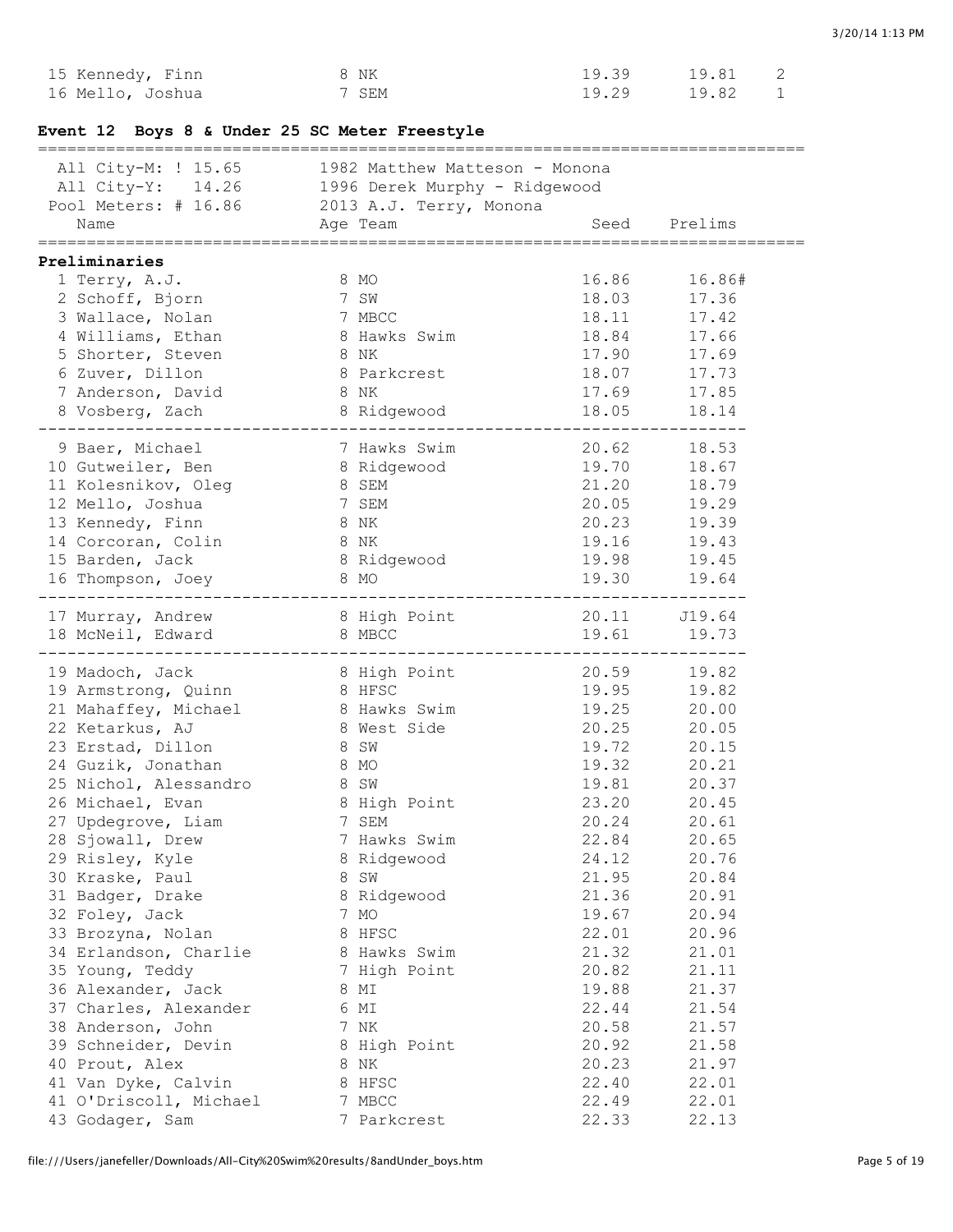| | | | | | |
|---|---|---|---|---|---|
| 15 Kennedy, Finn | 8 NK | | 19.39 | 19.81 | 2 |
| 16 Mello, Joshua | 7 SEM | | 19.29 | 19.82 | 1 |

## Event 12 Boys 8 & Under 25 SC Meter Freestyle

All City-M: ! 15.65 — 1982 Matthew Matteson - Monona
All City-Y: 14.26 — 1996 Derek Murphy - Ridgewood
Pool Meters: # 16.86 — 2013 A.J. Terry, Monona

**Preliminaries**

| Name | Age | Team | Seed | Prelims |
|---|---|---|---|---|
| 1 Terry, A.J. | 8 | MO | 16.86 | 16.86# |
| 2 Schoff, Bjorn | 7 | SW | 18.03 | 17.36 |
| 3 Wallace, Nolan | 7 | MBCC | 18.11 | 17.42 |
| 4 Williams, Ethan | 8 | Hawks Swim | 18.84 | 17.66 |
| 5 Shorter, Steven | 8 | NK | 17.90 | 17.69 |
| 6 Zuver, Dillon | 8 | Parkcrest | 18.07 | 17.73 |
| 7 Anderson, David | 8 | NK | 17.69 | 17.85 |
| 8 Vosberg, Zach | 8 | Ridgewood | 18.05 | 18.14 |
| 9 Baer, Michael | 7 | Hawks Swim | 20.62 | 18.53 |
| 10 Gutweiler, Ben | 8 | Ridgewood | 19.70 | 18.67 |
| 11 Kolesnikov, Oleg | 8 | SEM | 21.20 | 18.79 |
| 12 Mello, Joshua | 7 | SEM | 20.05 | 19.29 |
| 13 Kennedy, Finn | 8 | NK | 20.23 | 19.39 |
| 14 Corcoran, Colin | 8 | NK | 19.16 | 19.43 |
| 15 Barden, Jack | 8 | Ridgewood | 19.98 | 19.45 |
| 16 Thompson, Joey | 8 | MO | 19.30 | 19.64 |
| 17 Murray, Andrew | 8 | High Point | 20.11 | J19.64 |
| 18 McNeil, Edward | 8 | MBCC | 19.61 | 19.73 |
| 19 Madoch, Jack | 8 | High Point | 20.59 | 19.82 |
| 19 Armstrong, Quinn | 8 | HFSC | 19.95 | 19.82 |
| 21 Mahaffey, Michael | 8 | Hawks Swim | 19.25 | 20.00 |
| 22 Ketarkus, AJ | 8 | West Side | 20.25 | 20.05 |
| 23 Erstad, Dillon | 8 | SW | 19.72 | 20.15 |
| 24 Guzik, Jonathan | 8 | MO | 19.32 | 20.21 |
| 25 Nichol, Alessandro | 8 | SW | 19.81 | 20.37 |
| 26 Michael, Evan | 8 | High Point | 23.20 | 20.45 |
| 27 Updegrove, Liam | 7 | SEM | 20.24 | 20.61 |
| 28 Sjowall, Drew | 7 | Hawks Swim | 22.84 | 20.65 |
| 29 Risley, Kyle | 8 | Ridgewood | 24.12 | 20.76 |
| 30 Kraske, Paul | 8 | SW | 21.95 | 20.84 |
| 31 Badger, Drake | 8 | Ridgewood | 21.36 | 20.91 |
| 32 Foley, Jack | 7 | MO | 19.67 | 20.94 |
| 33 Brozyna, Nolan | 8 | HFSC | 22.01 | 20.96 |
| 34 Erlandson, Charlie | 8 | Hawks Swim | 21.32 | 21.01 |
| 35 Young, Teddy | 7 | High Point | 20.82 | 21.11 |
| 36 Alexander, Jack | 8 | MI | 19.88 | 21.37 |
| 37 Charles, Alexander | 6 | MI | 22.44 | 21.54 |
| 38 Anderson, John | 7 | NK | 20.58 | 21.57 |
| 39 Schneider, Devin | 8 | High Point | 20.92 | 21.58 |
| 40 Prout, Alex | 8 | NK | 20.23 | 21.97 |
| 41 Van Dyke, Calvin | 8 | HFSC | 22.40 | 22.01 |
| 41 O'Driscoll, Michael | 7 | MBCC | 22.49 | 22.01 |
| 43 Godager, Sam | 7 | Parkcrest | 22.33 | 22.13 |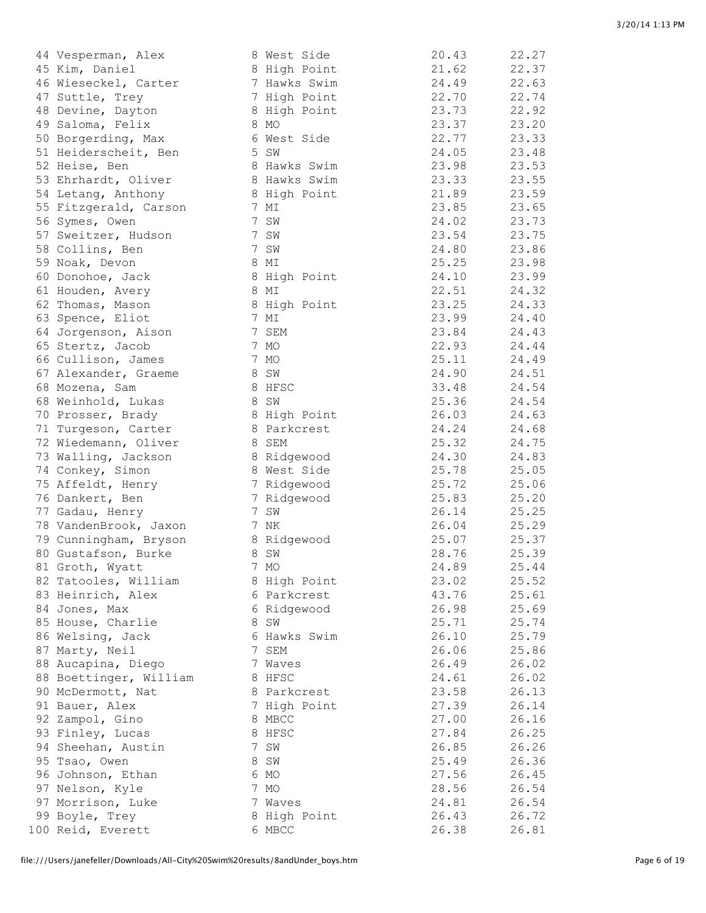| Place | Name | Age | Team | Seed Time | Finals Time |
|---|---|---|---|---|---|
| 44 | Vesperman, Alex | 8 | West Side | 20.43 | 22.27 |
| 45 | Kim, Daniel | 8 | High Point | 21.62 | 22.37 |
| 46 | Wieseckel, Carter | 7 | Hawks Swim | 24.49 | 22.63 |
| 47 | Suttle, Trey | 7 | High Point | 22.70 | 22.74 |
| 48 | Devine, Dayton | 8 | High Point | 23.73 | 22.92 |
| 49 | Saloma, Felix | 8 | MO | 23.37 | 23.20 |
| 50 | Borgerding, Max | 6 | West Side | 22.77 | 23.33 |
| 51 | Heiderscheit, Ben | 5 | SW | 24.05 | 23.48 |
| 52 | Heise, Ben | 8 | Hawks Swim | 23.98 | 23.53 |
| 53 | Ehrhardt, Oliver | 8 | Hawks Swim | 23.33 | 23.55 |
| 54 | Letang, Anthony | 8 | High Point | 21.89 | 23.59 |
| 55 | Fitzgerald, Carson | 7 | MI | 23.85 | 23.65 |
| 56 | Symes, Owen | 7 | SW | 24.02 | 23.73 |
| 57 | Sweitzer, Hudson | 7 | SW | 23.54 | 23.75 |
| 58 | Collins, Ben | 7 | SW | 24.80 | 23.86 |
| 59 | Noak, Devon | 8 | MI | 25.25 | 23.98 |
| 60 | Donohoe, Jack | 8 | High Point | 24.10 | 23.99 |
| 61 | Houden, Avery | 8 | MI | 22.51 | 24.32 |
| 62 | Thomas, Mason | 8 | High Point | 23.25 | 24.33 |
| 63 | Spence, Eliot | 7 | MI | 23.99 | 24.40 |
| 64 | Jorgenson, Aison | 7 | SEM | 23.84 | 24.43 |
| 65 | Stertz, Jacob | 7 | MO | 22.93 | 24.44 |
| 66 | Cullison, James | 7 | MO | 25.11 | 24.49 |
| 67 | Alexander, Graeme | 8 | SW | 24.90 | 24.51 |
| 68 | Mozena, Sam | 8 | HFSC | 33.48 | 24.54 |
| 68 | Weinhold, Lukas | 8 | SW | 25.36 | 24.54 |
| 70 | Prosser, Brady | 8 | High Point | 26.03 | 24.63 |
| 71 | Turgeson, Carter | 8 | Parkcrest | 24.24 | 24.68 |
| 72 | Wiedemann, Oliver | 8 | SEM | 25.32 | 24.75 |
| 73 | Walling, Jackson | 8 | Ridgewood | 24.30 | 24.83 |
| 74 | Conkey, Simon | 8 | West Side | 25.78 | 25.05 |
| 75 | Affeldt, Henry | 7 | Ridgewood | 25.72 | 25.06 |
| 76 | Dankert, Ben | 7 | Ridgewood | 25.83 | 25.20 |
| 77 | Gadau, Henry | 7 | SW | 26.14 | 25.25 |
| 78 | VandenBrook, Jaxon | 7 | NK | 26.04 | 25.29 |
| 79 | Cunningham, Bryson | 8 | Ridgewood | 25.07 | 25.37 |
| 80 | Gustafson, Burke | 8 | SW | 28.76 | 25.39 |
| 81 | Groth, Wyatt | 7 | MO | 24.89 | 25.44 |
| 82 | Tatooles, William | 8 | High Point | 23.02 | 25.52 |
| 83 | Heinrich, Alex | 6 | Parkcrest | 43.76 | 25.61 |
| 84 | Jones, Max | 6 | Ridgewood | 26.98 | 25.69 |
| 85 | House, Charlie | 8 | SW | 25.71 | 25.74 |
| 86 | Welsing, Jack | 6 | Hawks Swim | 26.10 | 25.79 |
| 87 | Marty, Neil | 7 | SEM | 26.06 | 25.86 |
| 88 | Aucapina, Diego | 7 | Waves | 26.49 | 26.02 |
| 88 | Boettinger, William | 8 | HFSC | 24.61 | 26.02 |
| 90 | McDermott, Nat | 8 | Parkcrest | 23.58 | 26.13 |
| 91 | Bauer, Alex | 7 | High Point | 27.39 | 26.14 |
| 92 | Zampol, Gino | 8 | MBCC | 27.00 | 26.16 |
| 93 | Finley, Lucas | 8 | HFSC | 27.84 | 26.25 |
| 94 | Sheehan, Austin | 7 | SW | 26.85 | 26.26 |
| 95 | Tsao, Owen | 8 | SW | 25.49 | 26.36 |
| 96 | Johnson, Ethan | 6 | MO | 27.56 | 26.45 |
| 97 | Nelson, Kyle | 7 | MO | 28.56 | 26.54 |
| 97 | Morrison, Luke | 7 | Waves | 24.81 | 26.54 |
| 99 | Boyle, Trey | 8 | High Point | 26.43 | 26.72 |
| 100 | Reid, Everett | 6 | MBCC | 26.38 | 26.81 |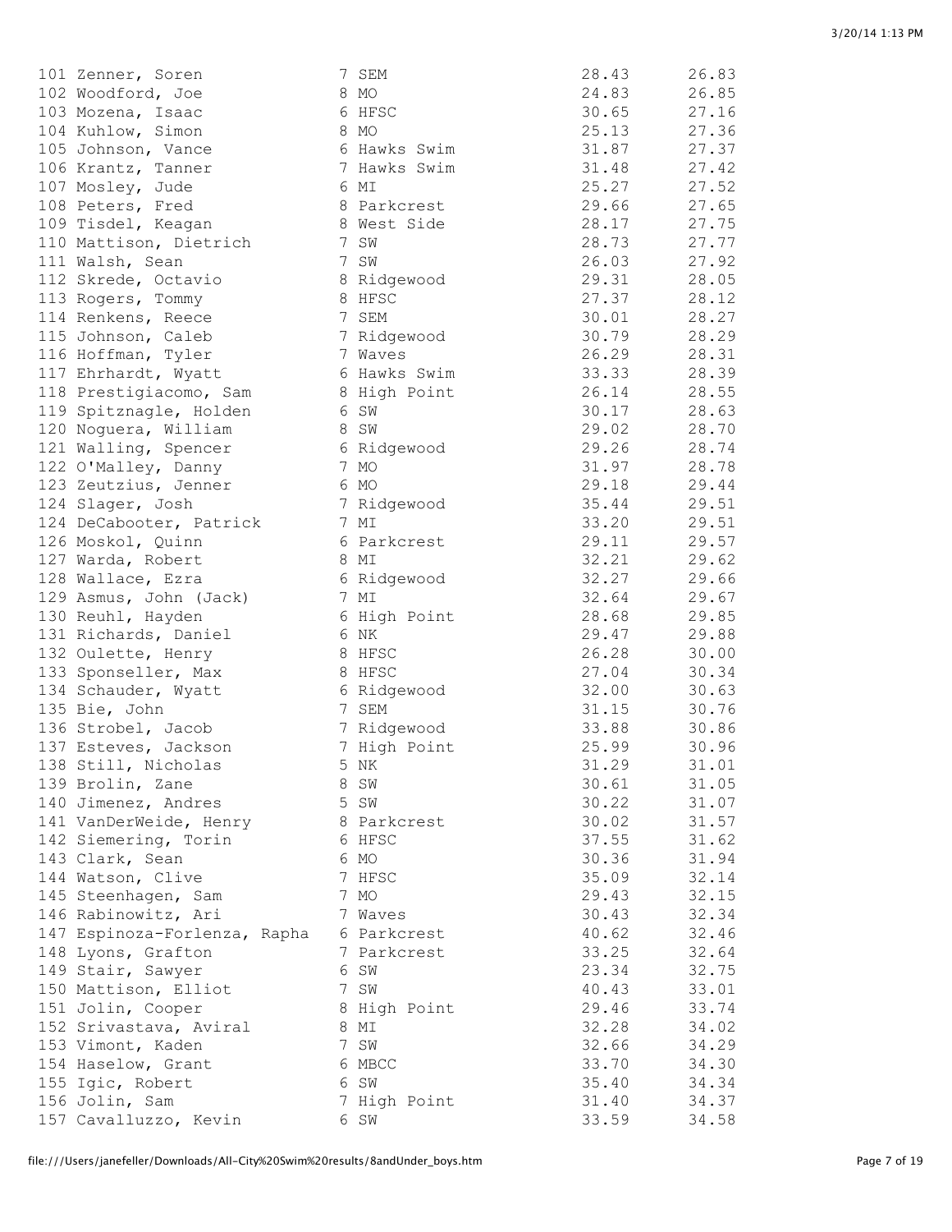| | | | | |
|---|---|---|---|---|
| 101 | Zenner, Soren | 7 SEM | 28.43 | 26.83 |
| 102 | Woodford, Joe | 8 MO | 24.83 | 26.85 |
| 103 | Mozena, Isaac | 6 HFSC | 30.65 | 27.16 |
| 104 | Kuhlow, Simon | 8 MO | 25.13 | 27.36 |
| 105 | Johnson, Vance | 6 Hawks Swim | 31.87 | 27.37 |
| 106 | Krantz, Tanner | 7 Hawks Swim | 31.48 | 27.42 |
| 107 | Mosley, Jude | 6 MI | 25.27 | 27.52 |
| 108 | Peters, Fred | 8 Parkcrest | 29.66 | 27.65 |
| 109 | Tisdel, Keagan | 8 West Side | 28.17 | 27.75 |
| 110 | Mattison, Dietrich | 7 SW | 28.73 | 27.77 |
| 111 | Walsh, Sean | 7 SW | 26.03 | 27.92 |
| 112 | Skrede, Octavio | 8 Ridgewood | 29.31 | 28.05 |
| 113 | Rogers, Tommy | 8 HFSC | 27.37 | 28.12 |
| 114 | Renkens, Reece | 7 SEM | 30.01 | 28.27 |
| 115 | Johnson, Caleb | 7 Ridgewood | 30.79 | 28.29 |
| 116 | Hoffman, Tyler | 7 Waves | 26.29 | 28.31 |
| 117 | Ehrhardt, Wyatt | 6 Hawks Swim | 33.33 | 28.39 |
| 118 | Prestigiacomo, Sam | 8 High Point | 26.14 | 28.55 |
| 119 | Spitznagle, Holden | 6 SW | 30.17 | 28.63 |
| 120 | Noguera, William | 8 SW | 29.02 | 28.70 |
| 121 | Walling, Spencer | 6 Ridgewood | 29.26 | 28.74 |
| 122 | O'Malley, Danny | 7 MO | 31.97 | 28.78 |
| 123 | Zeutzius, Jenner | 6 MO | 29.18 | 29.44 |
| 124 | Slager, Josh | 7 Ridgewood | 35.44 | 29.51 |
| 124 | DeCabooter, Patrick | 7 MI | 33.20 | 29.51 |
| 126 | Moskol, Quinn | 6 Parkcrest | 29.11 | 29.57 |
| 127 | Warda, Robert | 8 MI | 32.21 | 29.62 |
| 128 | Wallace, Ezra | 6 Ridgewood | 32.27 | 29.66 |
| 129 | Asmus, John (Jack) | 7 MI | 32.64 | 29.67 |
| 130 | Reuhl, Hayden | 6 High Point | 28.68 | 29.85 |
| 131 | Richards, Daniel | 6 NK | 29.47 | 29.88 |
| 132 | Oulette, Henry | 8 HFSC | 26.28 | 30.00 |
| 133 | Sponseller, Max | 8 HFSC | 27.04 | 30.34 |
| 134 | Schauder, Wyatt | 6 Ridgewood | 32.00 | 30.63 |
| 135 | Bie, John | 7 SEM | 31.15 | 30.76 |
| 136 | Strobel, Jacob | 7 Ridgewood | 33.88 | 30.86 |
| 137 | Esteves, Jackson | 7 High Point | 25.99 | 30.96 |
| 138 | Still, Nicholas | 5 NK | 31.29 | 31.01 |
| 139 | Brolin, Zane | 8 SW | 30.61 | 31.05 |
| 140 | Jimenez, Andres | 5 SW | 30.22 | 31.07 |
| 141 | VanDerWeide, Henry | 8 Parkcrest | 30.02 | 31.57 |
| 142 | Siemering, Torin | 6 HFSC | 37.55 | 31.62 |
| 143 | Clark, Sean | 6 MO | 30.36 | 31.94 |
| 144 | Watson, Clive | 7 HFSC | 35.09 | 32.14 |
| 145 | Steenhagen, Sam | 7 MO | 29.43 | 32.15 |
| 146 | Rabinowitz, Ari | 7 Waves | 30.43 | 32.34 |
| 147 | Espinoza-Forlenza, Rapha | 6 Parkcrest | 40.62 | 32.46 |
| 148 | Lyons, Grafton | 7 Parkcrest | 33.25 | 32.64 |
| 149 | Stair, Sawyer | 6 SW | 23.34 | 32.75 |
| 150 | Mattison, Elliot | 7 SW | 40.43 | 33.01 |
| 151 | Jolin, Cooper | 8 High Point | 29.46 | 33.74 |
| 152 | Srivastava, Aviral | 8 MI | 32.28 | 34.02 |
| 153 | Vimont, Kaden | 7 SW | 32.66 | 34.29 |
| 154 | Haselow, Grant | 6 MBCC | 33.70 | 34.30 |
| 155 | Igic, Robert | 6 SW | 35.40 | 34.34 |
| 156 | Jolin, Sam | 7 High Point | 31.40 | 34.37 |
| 157 | Cavalluzzo, Kevin | 6 SW | 33.59 | 34.58 |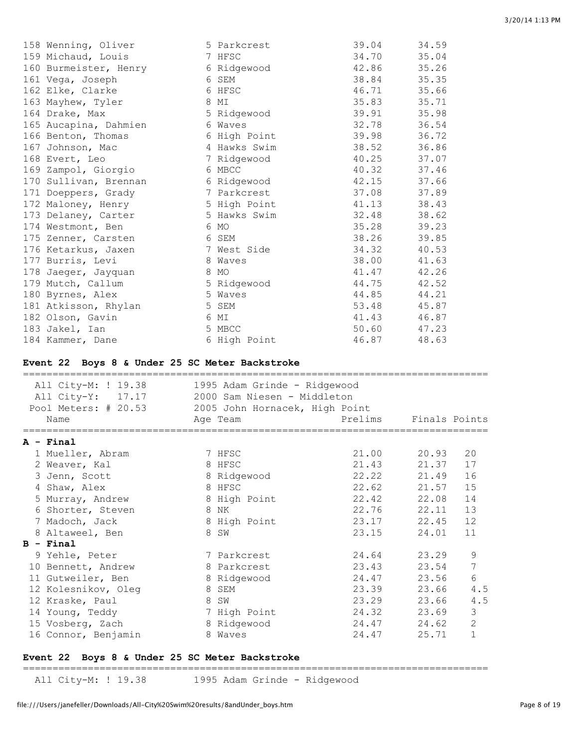| | Name | Age | Team | Prelims | Finals |
|---|---|---|---|---|---|
| 158 | Wenning, Oliver | 5 | Parkcrest | 39.04 | 34.59 |
| 159 | Michaud, Louis | 7 | HFSC | 34.70 | 35.04 |
| 160 | Burmeister, Henry | 6 | Ridgewood | 42.86 | 35.26 |
| 161 | Vega, Joseph | 6 | SEM | 38.84 | 35.35 |
| 162 | Elke, Clarke | 6 | HFSC | 46.71 | 35.66 |
| 163 | Mayhew, Tyler | 8 | MI | 35.83 | 35.71 |
| 164 | Drake, Max | 5 | Ridgewood | 39.91 | 35.98 |
| 165 | Aucapina, Dahmien | 6 | Waves | 32.78 | 36.54 |
| 166 | Benton, Thomas | 6 | High Point | 39.98 | 36.72 |
| 167 | Johnson, Mac | 4 | Hawks Swim | 38.52 | 36.86 |
| 168 | Evert, Leo | 7 | Ridgewood | 40.25 | 37.07 |
| 169 | Zampol, Giorgio | 6 | MBCC | 40.32 | 37.46 |
| 170 | Sullivan, Brennan | 6 | Ridgewood | 42.15 | 37.66 |
| 171 | Doeppers, Grady | 7 | Parkcrest | 37.08 | 37.89 |
| 172 | Maloney, Henry | 5 | High Point | 41.13 | 38.43 |
| 173 | Delaney, Carter | 5 | Hawks Swim | 32.48 | 38.62 |
| 174 | Westmont, Ben | 6 | MO | 35.28 | 39.23 |
| 175 | Zenner, Carsten | 6 | SEM | 38.26 | 39.85 |
| 176 | Ketarkus, Jaxen | 7 | West Side | 34.32 | 40.53 |
| 177 | Burris, Levi | 8 | Waves | 38.00 | 41.63 |
| 178 | Jaeger, Jayquan | 8 | MO | 41.47 | 42.26 |
| 179 | Mutch, Callum | 5 | Ridgewood | 44.75 | 42.52 |
| 180 | Byrnes, Alex | 5 | Waves | 44.85 | 44.21 |
| 181 | Atkisson, Rhylan | 5 | SEM | 53.48 | 45.87 |
| 182 | Olson, Gavin | 6 | MI | 41.43 | 46.87 |
| 183 | Jakel, Ian | 5 | MBCC | 50.60 | 47.23 |
| 184 | Kammer, Dane | 6 | High Point | 46.87 | 48.63 |

## Event 22 Boys 8 & Under 25 SC Meter Backstroke

All City-M: ! 19.38 — 1995 Adam Grinde - Ridgewood
All City-Y: 17.17 — 2000 Sam Niesen - Middleton
Pool Meters: # 20.53 — 2005 John Hornacek, High Point

| | Name | Age | Team | Prelims | Finals | Points |
|---|---|---|---|---|---|---|
| **A - Final** | | | | | | |
| 1 | Mueller, Abram | 7 | HFSC | 21.00 | 20.93 | 20 |
| 2 | Weaver, Kal | 8 | HFSC | 21.43 | 21.37 | 17 |
| 3 | Jenn, Scott | 8 | Ridgewood | 22.22 | 21.49 | 16 |
| 4 | Shaw, Alex | 8 | HFSC | 22.62 | 21.57 | 15 |
| 5 | Murray, Andrew | 8 | High Point | 22.42 | 22.08 | 14 |
| 6 | Shorter, Steven | 8 | NK | 22.76 | 22.11 | 13 |
| 7 | Madoch, Jack | 8 | High Point | 23.17 | 22.45 | 12 |
| 8 | Altaweel, Ben | 8 | SW | 23.15 | 24.01 | 11 |
| **B - Final** | | | | | | |
| 9 | Yehle, Peter | 7 | Parkcrest | 24.64 | 23.29 | 9 |
| 10 | Bennett, Andrew | 8 | Parkcrest | 23.43 | 23.54 | 7 |
| 11 | Gutweiler, Ben | 8 | Ridgewood | 24.47 | 23.56 | 6 |
| 12 | Kolesnikov, Oleg | 8 | SEM | 23.39 | 23.66 | 4.5 |
| 12 | Kraske, Paul | 8 | SW | 23.29 | 23.66 | 4.5 |
| 14 | Young, Teddy | 7 | High Point | 24.32 | 23.69 | 3 |
| 15 | Vosberg, Zach | 8 | Ridgewood | 24.47 | 24.62 | 2 |
| 16 | Connor, Benjamin | 8 | Waves | 24.47 | 25.71 | 1 |

## Event 22 Boys 8 & Under 25 SC Meter Backstroke

All City-M: ! 19.38 — 1995 Adam Grinde - Ridgewood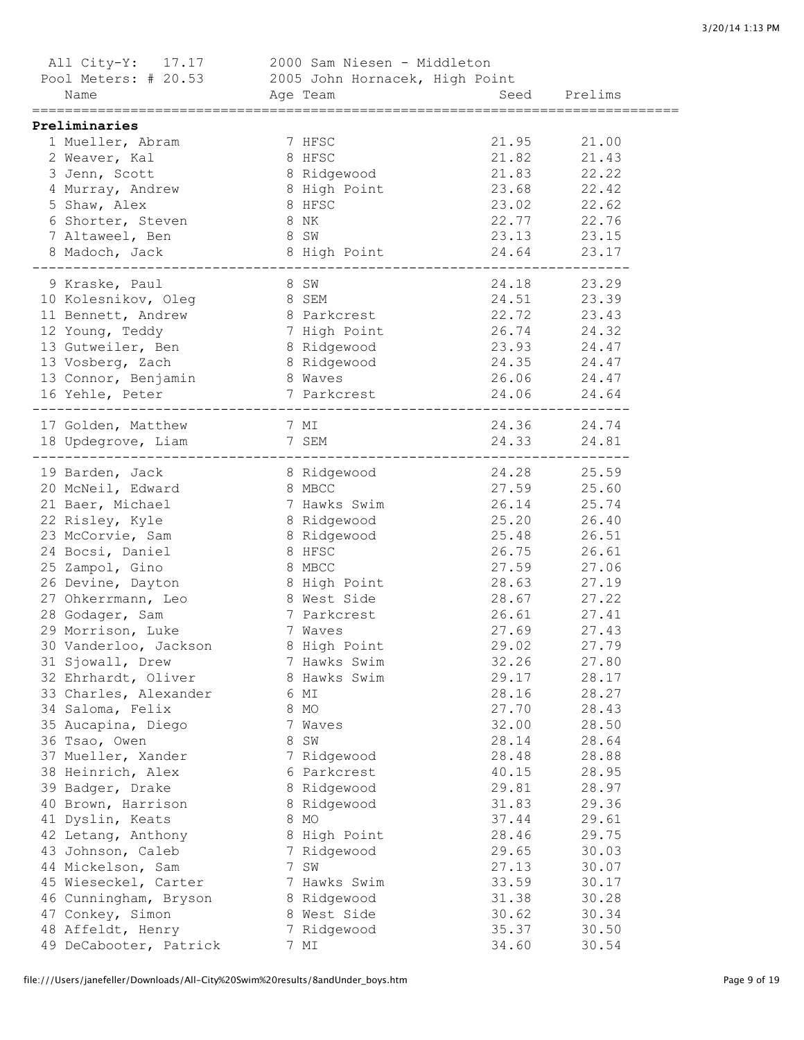All City-Y: 17.17 — 2000 Sam Niesen - Middleton
Pool Meters: # 20.53 — 2005 John Hornacek, High Point

### Preliminaries

| # | Name | Age | Team | Seed | Prelims |
|---|---|---|---|---|---|
| 1 | Mueller, Abram | 7 | HFSC | 21.95 | 21.00 |
| 2 | Weaver, Kal | 8 | HFSC | 21.82 | 21.43 |
| 3 | Jenn, Scott | 8 | Ridgewood | 21.83 | 22.22 |
| 4 | Murray, Andrew | 8 | High Point | 23.68 | 22.42 |
| 5 | Shaw, Alex | 8 | HFSC | 23.02 | 22.62 |
| 6 | Shorter, Steven | 8 | NK | 22.77 | 22.76 |
| 7 | Altaweel, Ben | 8 | SW | 23.13 | 23.15 |
| 8 | Madoch, Jack | 8 | High Point | 24.64 | 23.17 |
| 9 | Kraske, Paul | 8 | SW | 24.18 | 23.29 |
| 10 | Kolesnikov, Oleg | 8 | SEM | 24.51 | 23.39 |
| 11 | Bennett, Andrew | 8 | Parkcrest | 22.72 | 23.43 |
| 12 | Young, Teddy | 7 | High Point | 26.74 | 24.32 |
| 13 | Gutweiler, Ben | 8 | Ridgewood | 23.93 | 24.47 |
| 13 | Vosberg, Zach | 8 | Ridgewood | 24.35 | 24.47 |
| 13 | Connor, Benjamin | 8 | Waves | 26.06 | 24.47 |
| 16 | Yehle, Peter | 7 | Parkcrest | 24.06 | 24.64 |
| 17 | Golden, Matthew | 7 | MI | 24.36 | 24.74 |
| 18 | Updegrove, Liam | 7 | SEM | 24.33 | 24.81 |
| 19 | Barden, Jack | 8 | Ridgewood | 24.28 | 25.59 |
| 20 | McNeil, Edward | 8 | MBCC | 27.59 | 25.60 |
| 21 | Baer, Michael | 7 | Hawks Swim | 26.14 | 25.74 |
| 22 | Risley, Kyle | 8 | Ridgewood | 25.20 | 26.40 |
| 23 | McCorvie, Sam | 8 | Ridgewood | 25.48 | 26.51 |
| 24 | Bocsi, Daniel | 8 | HFSC | 26.75 | 26.61 |
| 25 | Zampol, Gino | 8 | MBCC | 27.59 | 27.06 |
| 26 | Devine, Dayton | 8 | High Point | 28.63 | 27.19 |
| 27 | Ohkerrmann, Leo | 8 | West Side | 28.67 | 27.22 |
| 28 | Godager, Sam | 7 | Parkcrest | 26.61 | 27.41 |
| 29 | Morrison, Luke | 7 | Waves | 27.69 | 27.43 |
| 30 | Vanderloo, Jackson | 8 | High Point | 29.02 | 27.79 |
| 31 | Sjowall, Drew | 7 | Hawks Swim | 32.26 | 27.80 |
| 32 | Ehrhardt, Oliver | 8 | Hawks Swim | 29.17 | 28.17 |
| 33 | Charles, Alexander | 6 | MI | 28.16 | 28.27 |
| 34 | Saloma, Felix | 8 | MO | 27.70 | 28.43 |
| 35 | Aucapina, Diego | 7 | Waves | 32.00 | 28.50 |
| 36 | Tsao, Owen | 8 | SW | 28.14 | 28.64 |
| 37 | Mueller, Xander | 7 | Ridgewood | 28.48 | 28.88 |
| 38 | Heinrich, Alex | 6 | Parkcrest | 40.15 | 28.95 |
| 39 | Badger, Drake | 8 | Ridgewood | 29.81 | 28.97 |
| 40 | Brown, Harrison | 8 | Ridgewood | 31.83 | 29.36 |
| 41 | Dyslin, Keats | 8 | MO | 37.44 | 29.61 |
| 42 | Letang, Anthony | 8 | High Point | 28.46 | 29.75 |
| 43 | Johnson, Caleb | 7 | Ridgewood | 29.65 | 30.03 |
| 44 | Mickelson, Sam | 7 | SW | 27.13 | 30.07 |
| 45 | Wieseckel, Carter | 7 | Hawks Swim | 33.59 | 30.17 |
| 46 | Cunningham, Bryson | 8 | Ridgewood | 31.38 | 30.28 |
| 47 | Conkey, Simon | 8 | West Side | 30.62 | 30.34 |
| 48 | Affeldt, Henry | 7 | Ridgewood | 35.37 | 30.50 |
| 49 | DeCabooter, Patrick | 7 | MI | 34.60 | 30.54 |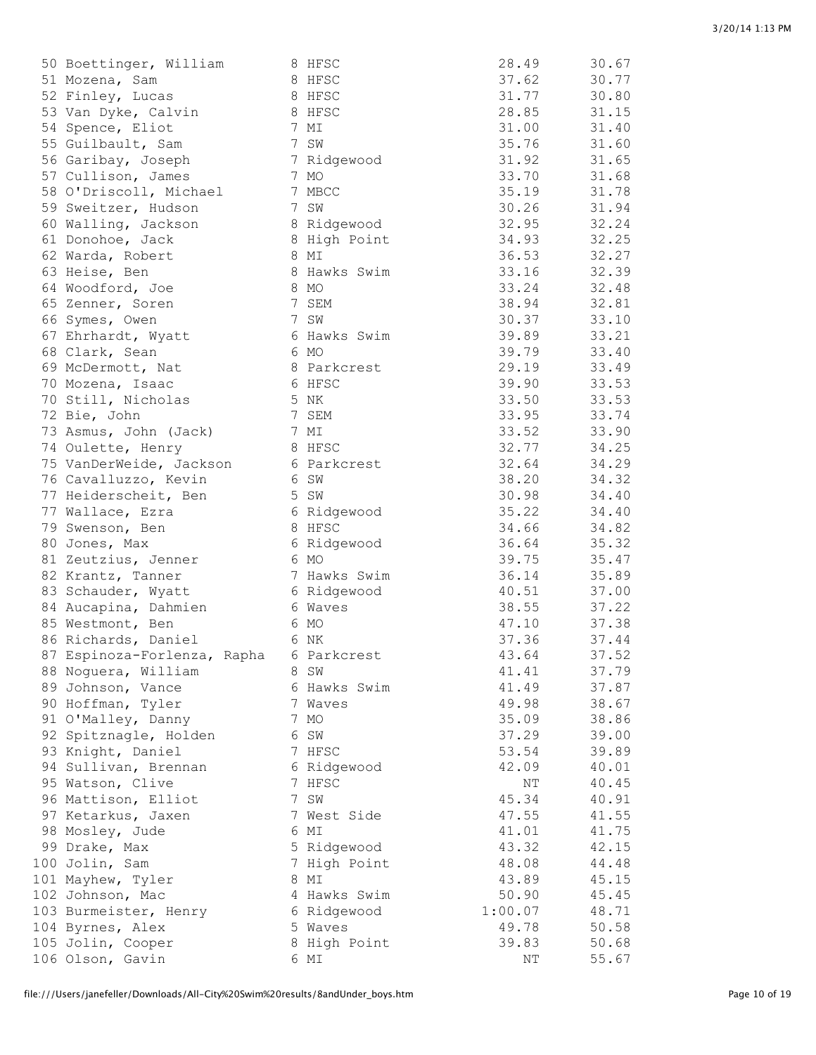| Place | Name | Age | Team | Seed Time | Finals Time |
|---|---|---|---|---|---|
| 50 | Boettinger, William | 8 | HFSC | 28.49 | 30.67 |
| 51 | Mozena, Sam | 8 | HFSC | 37.62 | 30.77 |
| 52 | Finley, Lucas | 8 | HFSC | 31.77 | 30.80 |
| 53 | Van Dyke, Calvin | 8 | HFSC | 28.85 | 31.15 |
| 54 | Spence, Eliot | 7 | MI | 31.00 | 31.40 |
| 55 | Guilbault, Sam | 7 | SW | 35.76 | 31.60 |
| 56 | Garibay, Joseph | 7 | Ridgewood | 31.92 | 31.65 |
| 57 | Cullison, James | 7 | MO | 33.70 | 31.68 |
| 58 | O'Driscoll, Michael | 7 | MBCC | 35.19 | 31.78 |
| 59 | Sweitzer, Hudson | 7 | SW | 30.26 | 31.94 |
| 60 | Walling, Jackson | 8 | Ridgewood | 32.95 | 32.24 |
| 61 | Donohoe, Jack | 8 | High Point | 34.93 | 32.25 |
| 62 | Warda, Robert | 8 | MI | 36.53 | 32.27 |
| 63 | Heise, Ben | 8 | Hawks Swim | 33.16 | 32.39 |
| 64 | Woodford, Joe | 8 | MO | 33.24 | 32.48 |
| 65 | Zenner, Soren | 7 | SEM | 38.94 | 32.81 |
| 66 | Symes, Owen | 7 | SW | 30.37 | 33.10 |
| 67 | Ehrhardt, Wyatt | 6 | Hawks Swim | 39.89 | 33.21 |
| 68 | Clark, Sean | 6 | MO | 39.79 | 33.40 |
| 69 | McDermott, Nat | 8 | Parkcrest | 29.19 | 33.49 |
| 70 | Mozena, Isaac | 6 | HFSC | 39.90 | 33.53 |
| 70 | Still, Nicholas | 5 | NK | 33.50 | 33.53 |
| 72 | Bie, John | 7 | SEM | 33.95 | 33.74 |
| 73 | Asmus, John (Jack) | 7 | MI | 33.52 | 33.90 |
| 74 | Oulette, Henry | 8 | HFSC | 32.77 | 34.25 |
| 75 | VanDerWeide, Jackson | 6 | Parkcrest | 32.64 | 34.29 |
| 76 | Cavalluzzo, Kevin | 6 | SW | 38.20 | 34.32 |
| 77 | Heiderscheit, Ben | 5 | SW | 30.98 | 34.40 |
| 77 | Wallace, Ezra | 6 | Ridgewood | 35.22 | 34.40 |
| 79 | Swenson, Ben | 8 | HFSC | 34.66 | 34.82 |
| 80 | Jones, Max | 6 | Ridgewood | 36.64 | 35.32 |
| 81 | Zeutzius, Jenner | 6 | MO | 39.75 | 35.47 |
| 82 | Krantz, Tanner | 7 | Hawks Swim | 36.14 | 35.89 |
| 83 | Schauder, Wyatt | 6 | Ridgewood | 40.51 | 37.00 |
| 84 | Aucapina, Dahmien | 6 | Waves | 38.55 | 37.22 |
| 85 | Westmont, Ben | 6 | MO | 47.10 | 37.38 |
| 86 | Richards, Daniel | 6 | NK | 37.36 | 37.44 |
| 87 | Espinoza-Forlenza, Rapha | 6 | Parkcrest | 43.64 | 37.52 |
| 88 | Noguera, William | 8 | SW | 41.41 | 37.79 |
| 89 | Johnson, Vance | 6 | Hawks Swim | 41.49 | 37.87 |
| 90 | Hoffman, Tyler | 7 | Waves | 49.98 | 38.67 |
| 91 | O'Malley, Danny | 7 | MO | 35.09 | 38.86 |
| 92 | Spitznagle, Holden | 6 | SW | 37.29 | 39.00 |
| 93 | Knight, Daniel | 7 | HFSC | 53.54 | 39.89 |
| 94 | Sullivan, Brennan | 6 | Ridgewood | 42.09 | 40.01 |
| 95 | Watson, Clive | 7 | HFSC | NT | 40.45 |
| 96 | Mattison, Elliot | 7 | SW | 45.34 | 40.91 |
| 97 | Ketarkus, Jaxen | 7 | West Side | 47.55 | 41.55 |
| 98 | Mosley, Jude | 6 | MI | 41.01 | 41.75 |
| 99 | Drake, Max | 5 | Ridgewood | 43.32 | 42.15 |
| 100 | Jolin, Sam | 7 | High Point | 48.08 | 44.48 |
| 101 | Mayhew, Tyler | 8 | MI | 43.89 | 45.15 |
| 102 | Johnson, Mac | 4 | Hawks Swim | 50.90 | 45.45 |
| 103 | Burmeister, Henry | 6 | Ridgewood | 1:00.07 | 48.71 |
| 104 | Byrnes, Alex | 5 | Waves | 49.78 | 50.58 |
| 105 | Jolin, Cooper | 8 | High Point | 39.83 | 50.68 |
| 106 | Olson, Gavin | 6 | MI | NT | 55.67 |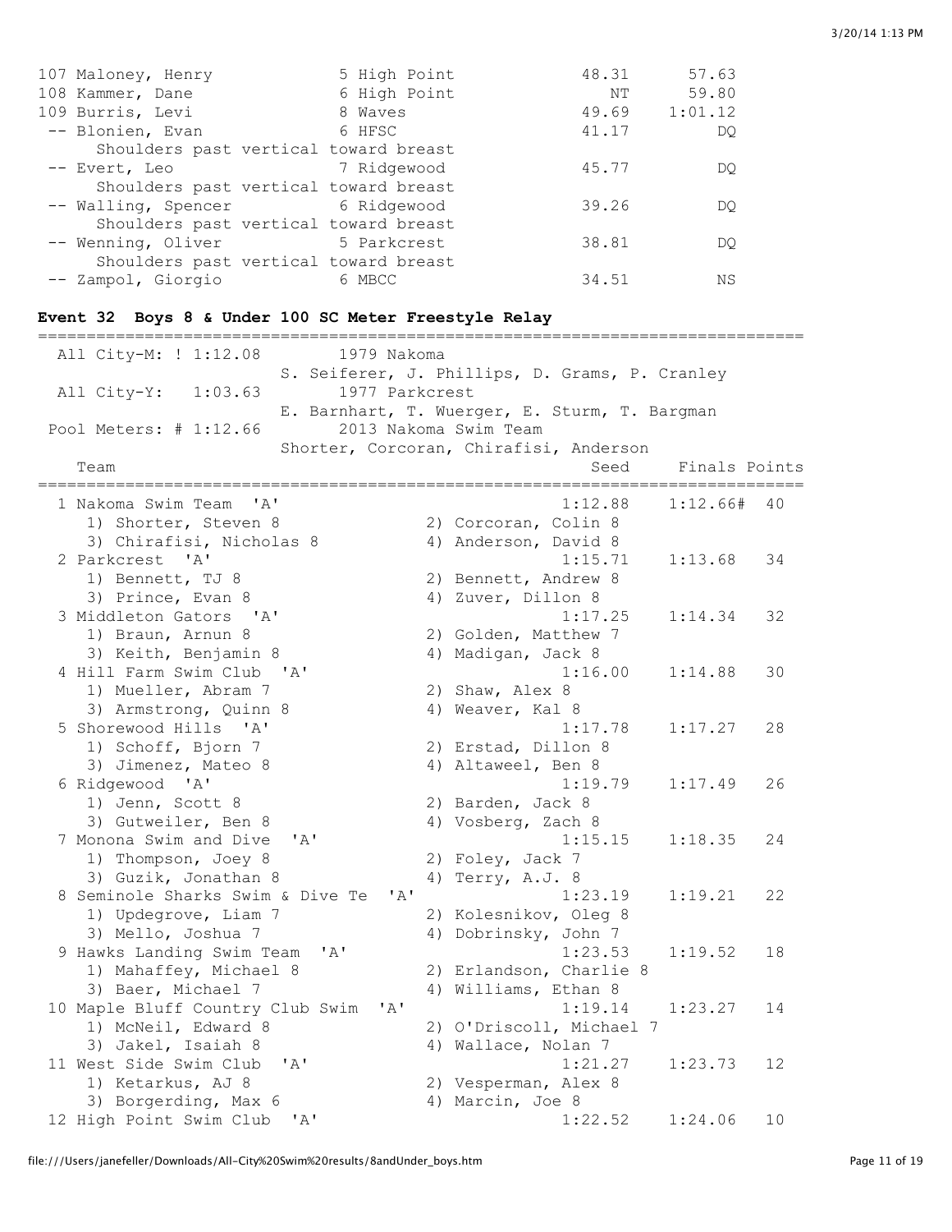| | Name | Age | Team | Seed | Finals |
|---|---|---|---|---|---|
| 107 | Maloney, Henry | 5 | High Point | 48.31 | 57.63 |
| 108 | Kammer, Dane | 6 | High Point | NT | 59.80 |
| 109 | Burris, Levi | 8 | Waves | 49.69 | 1:01.12 |
| -- | Blonien, Evan | 6 | HFSC | 41.17 | DQ |
| | Shoulders past vertical toward breast | | | | |
| -- | Evert, Leo | 7 | Ridgewood | 45.77 | DQ |
| | Shoulders past vertical toward breast | | | | |
| -- | Walling, Spencer | 6 | Ridgewood | 39.26 | DQ |
| | Shoulders past vertical toward breast | | | | |
| -- | Wenning, Oliver | 5 | Parkcrest | 38.81 | DQ |
| | Shoulders past vertical toward breast | | | | |
| -- | Zampol, Giorgio | 6 | MBCC | 34.51 | NS |

### Event 32 Boys 8 & Under 100 SC Meter Freestyle Relay

```
All City-M: ! 1:12.08       1979 Nakoma
                      S. Seiferer, J. Phillips, D. Grams, P. Cranley
All City-Y:   1:03.63       1977 Parkcrest
                      E. Barnhart, T. Wuerger, E. Sturm, T. Bargman
Pool Meters: # 1:12.66      2013 Nakoma Swim Team
                      Shorter, Corcoran, Chirafisi, Anderson
```

| | Team | Seed | Finals | Points |
|---|---|---|---|---|
| 1 | Nakoma Swim Team 'A' | 1:12.88 | 1:12.66# | 40 |
| | 1) Shorter, Steven 8; 2) Corcoran, Colin 8; 3) Chirafisi, Nicholas 8; 4) Anderson, David 8 | | | |
| 2 | Parkcrest 'A' | 1:15.71 | 1:13.68 | 34 |
| | 1) Bennett, TJ 8; 2) Bennett, Andrew 8; 3) Prince, Evan 8; 4) Zuver, Dillon 8 | | | |
| 3 | Middleton Gators 'A' | 1:17.25 | 1:14.34 | 32 |
| | 1) Braun, Arnun 8; 2) Golden, Matthew 7; 3) Keith, Benjamin 8; 4) Madigan, Jack 8 | | | |
| 4 | Hill Farm Swim Club 'A' | 1:16.00 | 1:14.88 | 30 |
| | 1) Mueller, Abram 7; 2) Shaw, Alex 8; 3) Armstrong, Quinn 8; 4) Weaver, Kal 8 | | | |
| 5 | Shorewood Hills 'A' | 1:17.78 | 1:17.27 | 28 |
| | 1) Schoff, Bjorn 7; 2) Erstad, Dillon 8; 3) Jimenez, Mateo 8; 4) Altaweel, Ben 8 | | | |
| 6 | Ridgewood 'A' | 1:19.79 | 1:17.49 | 26 |
| | 1) Jenn, Scott 8; 2) Barden, Jack 8; 3) Gutweiler, Ben 8; 4) Vosberg, Zach 8 | | | |
| 7 | Monona Swim and Dive 'A' | 1:15.15 | 1:18.35 | 24 |
| | 1) Thompson, Joey 8; 2) Foley, Jack 7; 3) Guzik, Jonathan 8; 4) Terry, A.J. 8 | | | |
| 8 | Seminole Sharks Swim & Dive Te 'A' | 1:23.19 | 1:19.21 | 22 |
| | 1) Updegrove, Liam 7; 2) Kolesnikov, Oleg 8; 3) Mello, Joshua 7; 4) Dobrinsky, John 7 | | | |
| 9 | Hawks Landing Swim Team 'A' | 1:23.53 | 1:19.52 | 18 |
| | 1) Mahaffey, Michael 8; 2) Erlandson, Charlie 8; 3) Baer, Michael 7; 4) Williams, Ethan 8 | | | |
| 10 | Maple Bluff Country Club Swim 'A' | 1:19.14 | 1:23.27 | 14 |
| | 1) McNeil, Edward 8; 2) O'Driscoll, Michael 7; 3) Jakel, Isaiah 8; 4) Wallace, Nolan 7 | | | |
| 11 | West Side Swim Club 'A' | 1:21.27 | 1:23.73 | 12 |
| | 1) Ketarkus, AJ 8; 2) Vesperman, Alex 8; 3) Borgerding, Max 6; 4) Marcin, Joe 8 | | | |
| 12 | High Point Swim Club 'A' | 1:22.52 | 1:24.06 | 10 |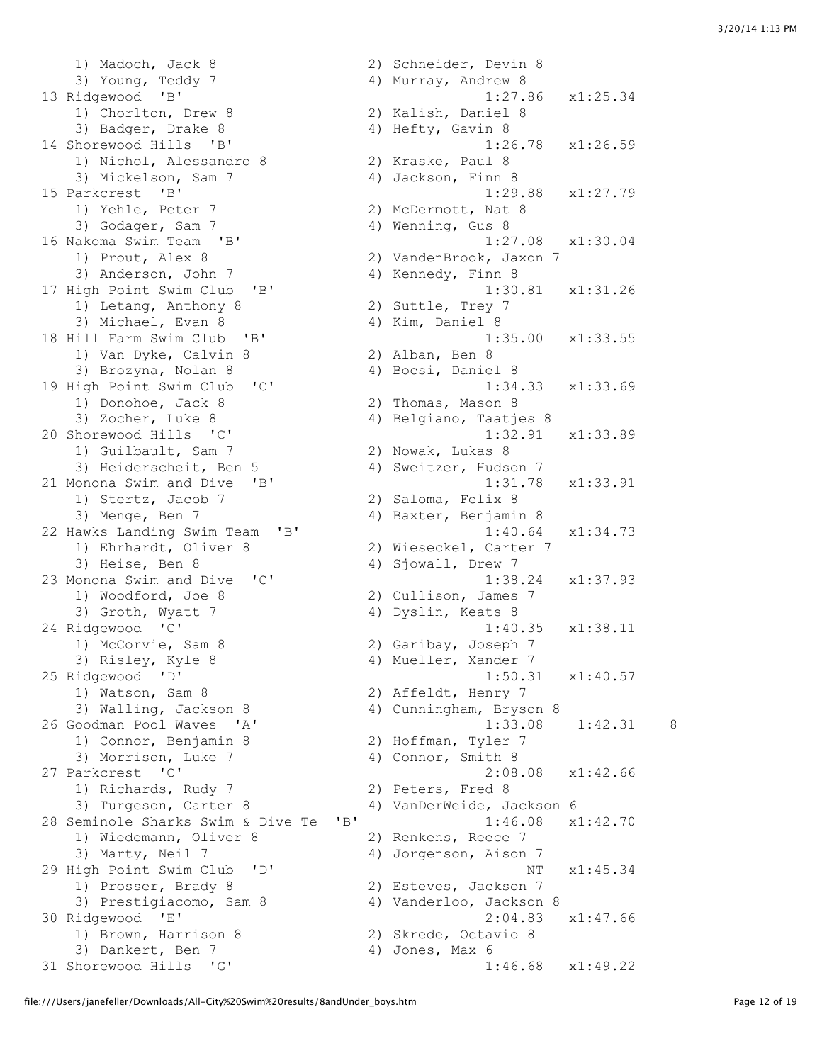```
    1) Madoch, Jack 8                  2) Schneider, Devin 8
    3) Young, Teddy 7                  4) Murray, Andrew 8
 13 Ridgewood  'B'                               1:27.86   x1:25.34
    1) Chorlton, Drew 8                2) Kalish, Daniel 8
    3) Badger, Drake 8                 4) Hefty, Gavin 8
 14 Shorewood Hills  'B'                         1:26.78   x1:26.59
    1) Nichol, Alessandro 8            2) Kraske, Paul 8
    3) Mickelson, Sam 7                4) Jackson, Finn 8
 15 Parkcrest  'B'                               1:29.88   x1:27.79
    1) Yehle, Peter 7                  2) McDermott, Nat 8
    3) Godager, Sam 7                  4) Wenning, Gus 8
 16 Nakoma Swim Team  'B'                        1:27.08   x1:30.04
    1) Prout, Alex 8                   2) VandenBrook, Jaxon 7
    3) Anderson, John 7                4) Kennedy, Finn 8
 17 High Point Swim Club  'B'                    1:30.81   x1:31.26
    1) Letang, Anthony 8               2) Suttle, Trey 7
    3) Michael, Evan 8                 4) Kim, Daniel 8
 18 Hill Farm Swim Club  'B'                     1:35.00   x1:33.55
    1) Van Dyke, Calvin 8              2) Alban, Ben 8
    3) Brozyna, Nolan 8                4) Bocsi, Daniel 8
 19 High Point Swim Club  'C'                    1:34.33   x1:33.69
    1) Donohoe, Jack 8                 2) Thomas, Mason 8
    3) Zocher, Luke 8                  4) Belgiano, Taatjes 8
 20 Shorewood Hills  'C'                         1:32.91   x1:33.89
    1) Guilbault, Sam 7                2) Nowak, Lukas 8
    3) Heiderscheit, Ben 5             4) Sweitzer, Hudson 7
 21 Monona Swim and Dive  'B'                    1:31.78   x1:33.91
    1) Stertz, Jacob 7                 2) Saloma, Felix 8
    3) Menge, Ben 7                    4) Baxter, Benjamin 8
 22 Hawks Landing Swim Team  'B'                 1:40.64   x1:34.73
    1) Ehrhardt, Oliver 8              2) Wieseckel, Carter 7
    3) Heise, Ben 8                    4) Sjowall, Drew 7
 23 Monona Swim and Dive  'C'                    1:38.24   x1:37.93
    1) Woodford, Joe 8                 2) Cullison, James 7
    3) Groth, Wyatt 7                  4) Dyslin, Keats 8
 24 Ridgewood  'C'                               1:40.35   x1:38.11
    1) McCorvie, Sam 8                 2) Garibay, Joseph 7
    3) Risley, Kyle 8                  4) Mueller, Xander 7
 25 Ridgewood  'D'                               1:50.31   x1:40.57
    1) Watson, Sam 8                   2) Affeldt, Henry 7
    3) Walling, Jackson 8              4) Cunningham, Bryson 8
 26 Goodman Pool Waves  'A'                      1:33.08    1:42.31    8
    1) Connor, Benjamin 8              2) Hoffman, Tyler 7
    3) Morrison, Luke 7                4) Connor, Smith 8
 27 Parkcrest  'C'                               2:08.08   x1:42.66
    1) Richards, Rudy 7                2) Peters, Fred 8
    3) Turgeson, Carter 8              4) VanDerWeide, Jackson 6
 28 Seminole Sharks Swim & Dive Te  'B'          1:46.08   x1:42.70
    1) Wiedemann, Oliver 8             2) Renkens, Reece 7
    3) Marty, Neil 7                   4) Jorgenson, Aison 7
 29 High Point Swim Club  'D'                         NT   x1:45.34
    1) Prosser, Brady 8                2) Esteves, Jackson 7
    3) Prestigiacomo, Sam 8            4) Vanderloo, Jackson 8
 30 Ridgewood  'E'                               2:04.83   x1:47.66
    1) Brown, Harrison 8               2) Skrede, Octavio 8
    3) Dankert, Ben 7                  4) Jones, Max 6
 31 Shorewood Hills  'G'                         1:46.68   x1:49.22
```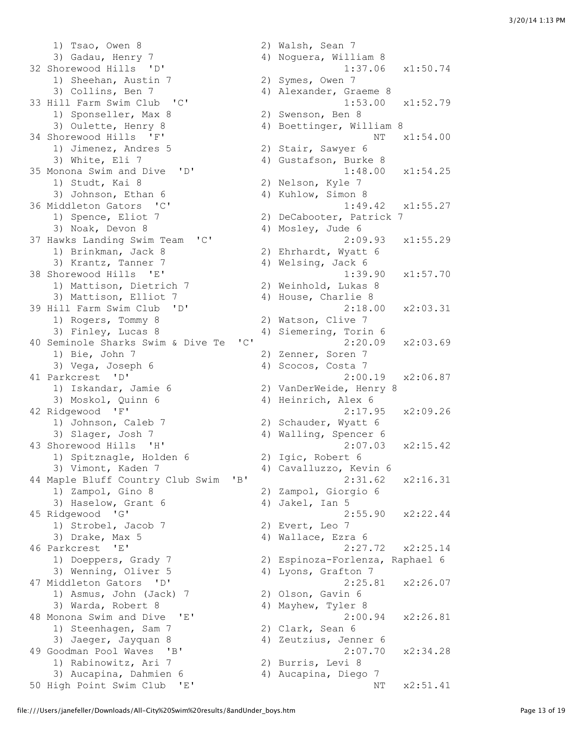```
    1) Tsao, Owen 8                    2) Walsh, Sean 7
    3) Gadau, Henry 7                  4) Noguera, William 8
32 Shorewood Hills  'D'                          1:37.06   x1:50.74
    1) Sheehan, Austin 7               2) Symes, Owen 7
    3) Collins, Ben 7                  4) Alexander, Graeme 8
33 Hill Farm Swim Club  'C'                      1:53.00   x1:52.79
    1) Sponseller, Max 8               2) Swenson, Ben 8
    3) Oulette, Henry 8                4) Boettinger, William 8
34 Shorewood Hills  'F'                               NT   x1:54.00
    1) Jimenez, Andres 5               2) Stair, Sawyer 6
    3) White, Eli 7                    4) Gustafson, Burke 8
35 Monona Swim and Dive  'D'                     1:48.00   x1:54.25
    1) Studt, Kai 8                    2) Nelson, Kyle 7
    3) Johnson, Ethan 6                4) Kuhlow, Simon 8
36 Middleton Gators  'C'                         1:49.42   x1:55.27
    1) Spence, Eliot 7                 2) DeCabooter, Patrick 7
    3) Noak, Devon 8                   4) Mosley, Jude 6
37 Hawks Landing Swim Team  'C'                  2:09.93   x1:55.29
    1) Brinkman, Jack 8                2) Ehrhardt, Wyatt 6
    3) Krantz, Tanner 7                4) Welsing, Jack 6
38 Shorewood Hills  'E'                          1:39.90   x1:57.70
    1) Mattison, Dietrich 7            2) Weinhold, Lukas 8
    3) Mattison, Elliot 7              4) House, Charlie 8
39 Hill Farm Swim Club  'D'                      2:18.00   x2:03.31
    1) Rogers, Tommy 8                 2) Watson, Clive 7
    3) Finley, Lucas 8                 4) Siemering, Torin 6
40 Seminole Sharks Swim & Dive Te  'C'           2:20.09   x2:03.69
    1) Bie, John 7                     2) Zenner, Soren 7
    3) Vega, Joseph 6                  4) Scocos, Costa 7
41 Parkcrest  'D'                                2:00.19   x2:06.87
    1) Iskandar, Jamie 6               2) VanDerWeide, Henry 8
    3) Moskol, Quinn 6                 4) Heinrich, Alex 6
42 Ridgewood  'F'                                2:17.95   x2:09.26
    1) Johnson, Caleb 7                2) Schauder, Wyatt 6
    3) Slager, Josh 7                  4) Walling, Spencer 6
43 Shorewood Hills  'H'                          2:07.03   x2:15.42
    1) Spitznagle, Holden 6            2) Igic, Robert 6
    3) Vimont, Kaden 7                 4) Cavalluzzo, Kevin 6
44 Maple Bluff Country Club Swim  'B'            2:31.62   x2:16.31
    1) Zampol, Gino 8                  2) Zampol, Giorgio 6
    3) Haselow, Grant 6                4) Jakel, Ian 5
45 Ridgewood  'G'                                2:55.90   x2:22.44
    1) Strobel, Jacob 7                2) Evert, Leo 7
    3) Drake, Max 5                    4) Wallace, Ezra 6
46 Parkcrest  'E'                                2:27.72   x2:25.14
    1) Doeppers, Grady 7               2) Espinoza-Forlenza, Raphael 6
    3) Wenning, Oliver 5               4) Lyons, Grafton 7
47 Middleton Gators  'D'                         2:25.81   x2:26.07
    1) Asmus, John (Jack) 7            2) Olson, Gavin 6
    3) Warda, Robert 8                 4) Mayhew, Tyler 8
48 Monona Swim and Dive  'E'                     2:00.94   x2:26.81
    1) Steenhagen, Sam 7               2) Clark, Sean 6
    3) Jaeger, Jayquan 8               4) Zeutzius, Jenner 6
49 Goodman Pool Waves  'B'                       2:07.70   x2:34.28
    1) Rabinowitz, Ari 7               2) Burris, Levi 8
    3) Aucapina, Dahmien 6             4) Aucapina, Diego 7
50 High Point Swim Club  'E'                          NT   x2:51.41
```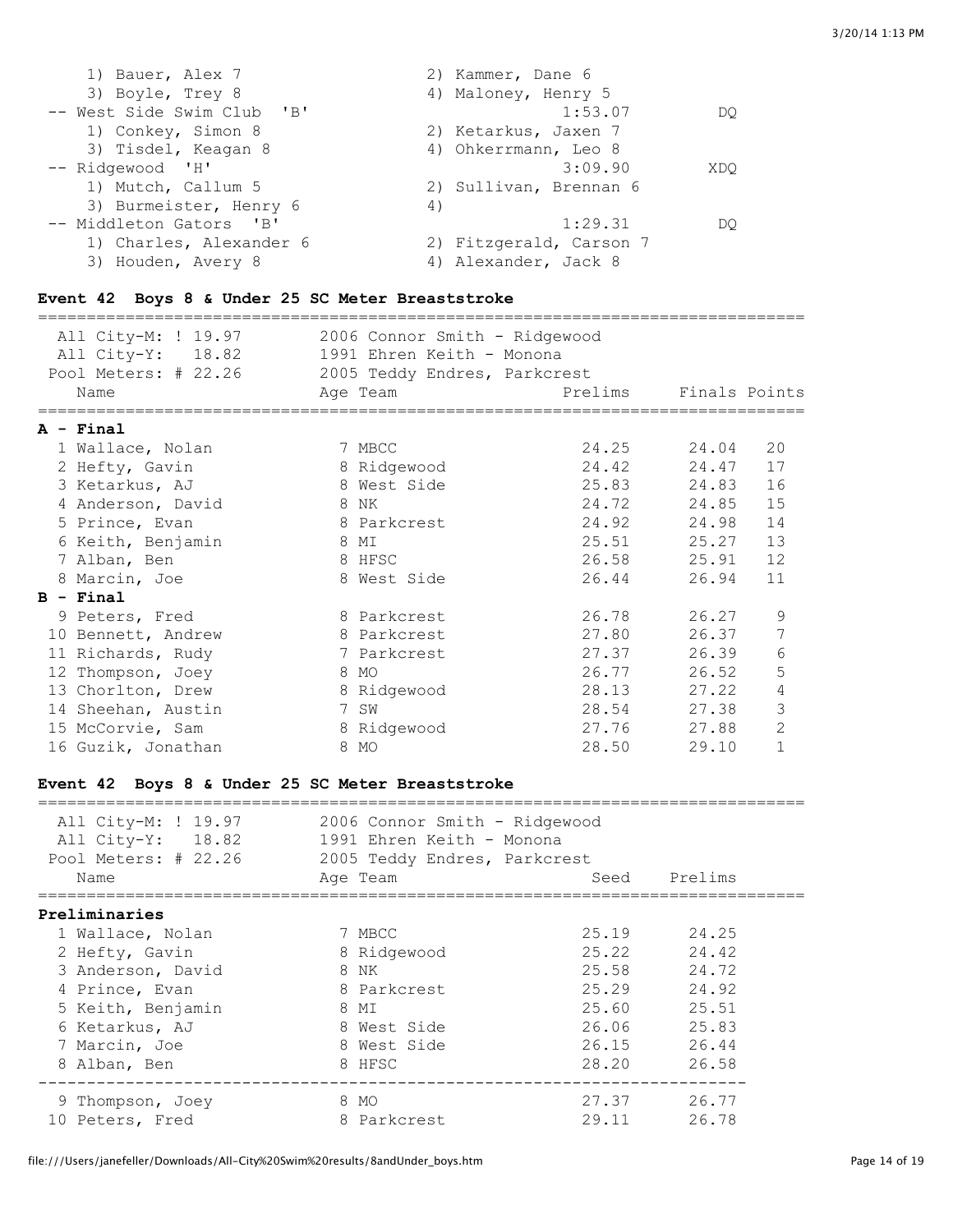| | | | |
|---|---|---|---|
| 1) Bauer, Alex 7 | 2) Kammer, Dane 6 | | |
| 3) Boyle, Trey 8 | 4) Maloney, Henry 5 | | |
| -- West Side Swim Club 'B' | | 1:53.07 | DQ |
| 1) Conkey, Simon 8 | 2) Ketarkus, Jaxen 7 | | |
| 3) Tisdel, Keagan 8 | 4) Ohkerrmann, Leo 8 | | |
| -- Ridgewood 'H' | | 3:09.90 | XDQ |
| 1) Mutch, Callum 5 | 2) Sullivan, Brennan 6 | | |
| 3) Burmeister, Henry 6 | 4) | | |
| -- Middleton Gators 'B' | | 1:29.31 | DQ |
| 1) Charles, Alexander 6 | 2) Fitzgerald, Carson 7 | | |
| 3) Houden, Avery 8 | 4) Alexander, Jack 8 | | |

### Event 42 Boys 8 & Under 25 SC Meter Breaststroke

All City-M: ! 19.97 — 2006 Connor Smith - Ridgewood
All City-Y: 18.82 — 1991 Ehren Keith - Monona
Pool Meters: # 22.26 — 2005 Teddy Endres, Parkcrest

| Name | Age | Team | Prelims | Finals | Points |
|---|---|---|---|---|---|
| **A - Final** | | | | | |
| 1 Wallace, Nolan | 7 | MBCC | 24.25 | 24.04 | 20 |
| 2 Hefty, Gavin | 8 | Ridgewood | 24.42 | 24.47 | 17 |
| 3 Ketarkus, AJ | 8 | West Side | 25.83 | 24.83 | 16 |
| 4 Anderson, David | 8 | NK | 24.72 | 24.85 | 15 |
| 5 Prince, Evan | 8 | Parkcrest | 24.92 | 24.98 | 14 |
| 6 Keith, Benjamin | 8 | MI | 25.51 | 25.27 | 13 |
| 7 Alban, Ben | 8 | HFSC | 26.58 | 25.91 | 12 |
| 8 Marcin, Joe | 8 | West Side | 26.44 | 26.94 | 11 |
| **B - Final** | | | | | |
| 9 Peters, Fred | 8 | Parkcrest | 26.78 | 26.27 | 9 |
| 10 Bennett, Andrew | 8 | Parkcrest | 27.80 | 26.37 | 7 |
| 11 Richards, Rudy | 7 | Parkcrest | 27.37 | 26.39 | 6 |
| 12 Thompson, Joey | 8 | MO | 26.77 | 26.52 | 5 |
| 13 Chorlton, Drew | 8 | Ridgewood | 28.13 | 27.22 | 4 |
| 14 Sheehan, Austin | 7 | SW | 28.54 | 27.38 | 3 |
| 15 McCorvie, Sam | 8 | Ridgewood | 27.76 | 27.88 | 2 |
| 16 Guzik, Jonathan | 8 | MO | 28.50 | 29.10 | 1 |

### Event 42 Boys 8 & Under 25 SC Meter Breaststroke

All City-M: ! 19.97 — 2006 Connor Smith - Ridgewood
All City-Y: 18.82 — 1991 Ehren Keith - Monona
Pool Meters: # 22.26 — 2005 Teddy Endres, Parkcrest

| Name | Age | Team | Seed | Prelims |
|---|---|---|---|---|
| **Preliminaries** | | | | |
| 1 Wallace, Nolan | 7 | MBCC | 25.19 | 24.25 |
| 2 Hefty, Gavin | 8 | Ridgewood | 25.22 | 24.42 |
| 3 Anderson, David | 8 | NK | 25.58 | 24.72 |
| 4 Prince, Evan | 8 | Parkcrest | 25.29 | 24.92 |
| 5 Keith, Benjamin | 8 | MI | 25.60 | 25.51 |
| 6 Ketarkus, AJ | 8 | West Side | 26.06 | 25.83 |
| 7 Marcin, Joe | 8 | West Side | 26.15 | 26.44 |
| 8 Alban, Ben | 8 | HFSC | 28.20 | 26.58 |
| 9 Thompson, Joey | 8 | MO | 27.37 | 26.77 |
| 10 Peters, Fred | 8 | Parkcrest | 29.11 | 26.78 |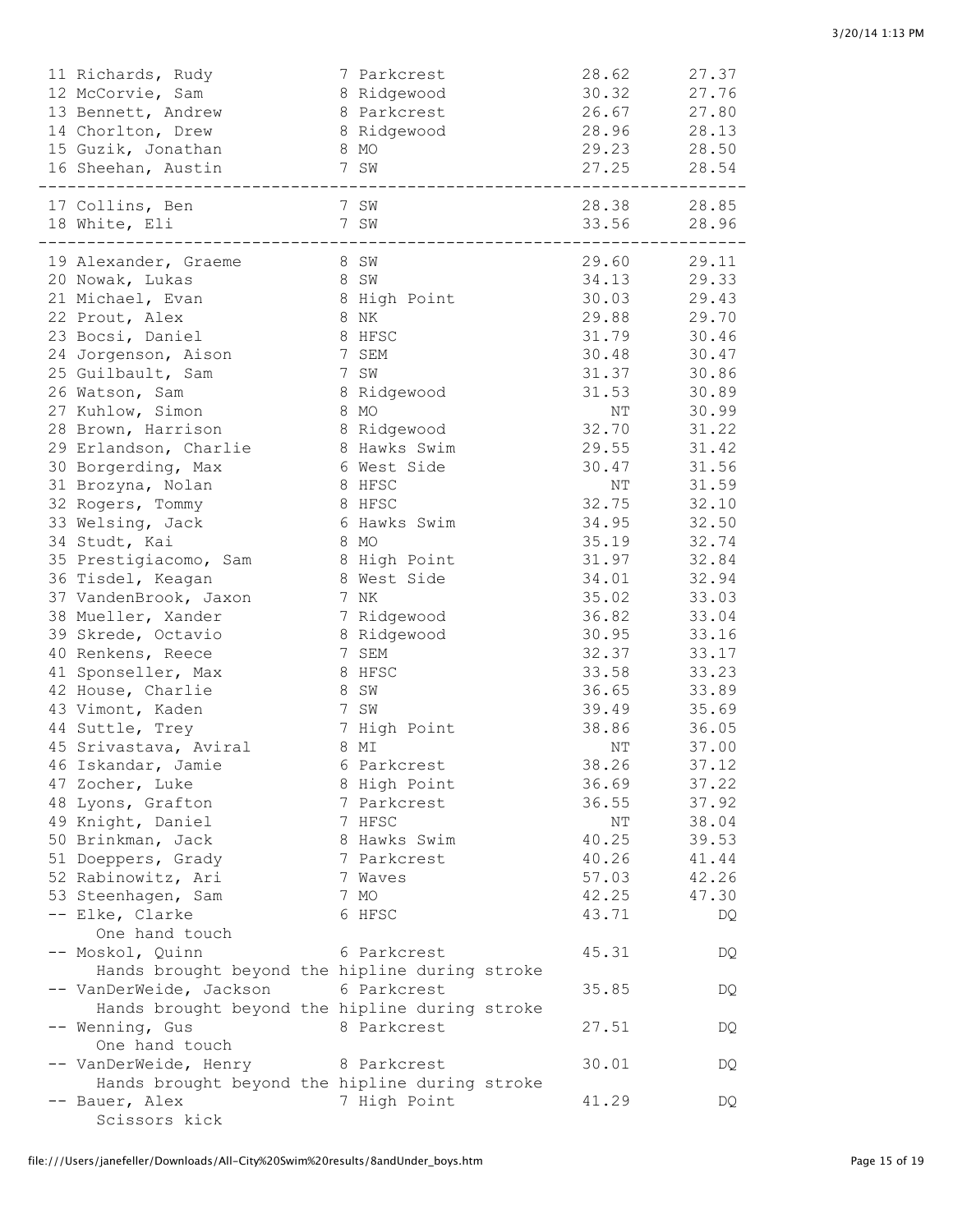| Place | Name | Age | Team | Seed Time | Finals Time |
|---|---|---|---|---|---|
| 11 | Richards, Rudy | 7 | Parkcrest | 28.62 | 27.37 |
| 12 | McCorvie, Sam | 8 | Ridgewood | 30.32 | 27.76 |
| 13 | Bennett, Andrew | 8 | Parkcrest | 26.67 | 27.80 |
| 14 | Chorlton, Drew | 8 | Ridgewood | 28.96 | 28.13 |
| 15 | Guzik, Jonathan | 8 | MO | 29.23 | 28.50 |
| 16 | Sheehan, Austin | 7 | SW | 27.25 | 28.54 |
| 17 | Collins, Ben | 7 | SW | 28.38 | 28.85 |
| 18 | White, Eli | 7 | SW | 33.56 | 28.96 |
| 19 | Alexander, Graeme | 8 | SW | 29.60 | 29.11 |
| 20 | Nowak, Lukas | 8 | SW | 34.13 | 29.33 |
| 21 | Michael, Evan | 8 | High Point | 30.03 | 29.43 |
| 22 | Prout, Alex | 8 | NK | 29.88 | 29.70 |
| 23 | Bocsi, Daniel | 8 | HFSC | 31.79 | 30.46 |
| 24 | Jorgenson, Aison | 7 | SEM | 30.48 | 30.47 |
| 25 | Guilbault, Sam | 7 | SW | 31.37 | 30.86 |
| 26 | Watson, Sam | 8 | Ridgewood | 31.53 | 30.89 |
| 27 | Kuhlow, Simon | 8 | MO | NT | 30.99 |
| 28 | Brown, Harrison | 8 | Ridgewood | 32.70 | 31.22 |
| 29 | Erlandson, Charlie | 8 | Hawks Swim | 29.55 | 31.42 |
| 30 | Borgerding, Max | 6 | West Side | 30.47 | 31.56 |
| 31 | Brozyna, Nolan | 8 | HFSC | NT | 31.59 |
| 32 | Rogers, Tommy | 8 | HFSC | 32.75 | 32.10 |
| 33 | Welsing, Jack | 6 | Hawks Swim | 34.95 | 32.50 |
| 34 | Studt, Kai | 8 | MO | 35.19 | 32.74 |
| 35 | Prestigiacomo, Sam | 8 | High Point | 31.97 | 32.84 |
| 36 | Tisdel, Keagan | 8 | West Side | 34.01 | 32.94 |
| 37 | VandenBrook, Jaxon | 7 | NK | 35.02 | 33.03 |
| 38 | Mueller, Xander | 7 | Ridgewood | 36.82 | 33.04 |
| 39 | Skrede, Octavio | 8 | Ridgewood | 30.95 | 33.16 |
| 40 | Renkens, Reece | 7 | SEM | 32.37 | 33.17 |
| 41 | Sponseller, Max | 8 | HFSC | 33.58 | 33.23 |
| 42 | House, Charlie | 8 | SW | 36.65 | 33.89 |
| 43 | Vimont, Kaden | 7 | SW | 39.49 | 35.69 |
| 44 | Suttle, Trey | 7 | High Point | 38.86 | 36.05 |
| 45 | Srivastava, Aviral | 8 | MI | NT | 37.00 |
| 46 | Iskandar, Jamie | 6 | Parkcrest | 38.26 | 37.12 |
| 47 | Zocher, Luke | 8 | High Point | 36.69 | 37.22 |
| 48 | Lyons, Grafton | 7 | Parkcrest | 36.55 | 37.92 |
| 49 | Knight, Daniel | 7 | HFSC | NT | 38.04 |
| 50 | Brinkman, Jack | 8 | Hawks Swim | 40.25 | 39.53 |
| 51 | Doeppers, Grady | 7 | Parkcrest | 40.26 | 41.44 |
| 52 | Rabinowitz, Ari | 7 | Waves | 57.03 | 42.26 |
| 53 | Steenhagen, Sam | 7 | MO | 42.25 | 47.30 |
| -- | Elke, Clarke | 6 | HFSC | 43.71 | DQ |
| | One hand touch | | | | |
| -- | Moskol, Quinn | 6 | Parkcrest | 45.31 | DQ |
| | Hands brought beyond the hipline during stroke | | | | |
| -- | VanDerWeide, Jackson | 6 | Parkcrest | 35.85 | DQ |
| | Hands brought beyond the hipline during stroke | | | | |
| -- | Wenning, Gus | 8 | Parkcrest | 27.51 | DQ |
| | One hand touch | | | | |
| -- | VanDerWeide, Henry | 8 | Parkcrest | 30.01 | DQ |
| | Hands brought beyond the hipline during stroke | | | | |
| -- | Bauer, Alex | 7 | High Point | 41.29 | DQ |
| | Scissors kick | | | | |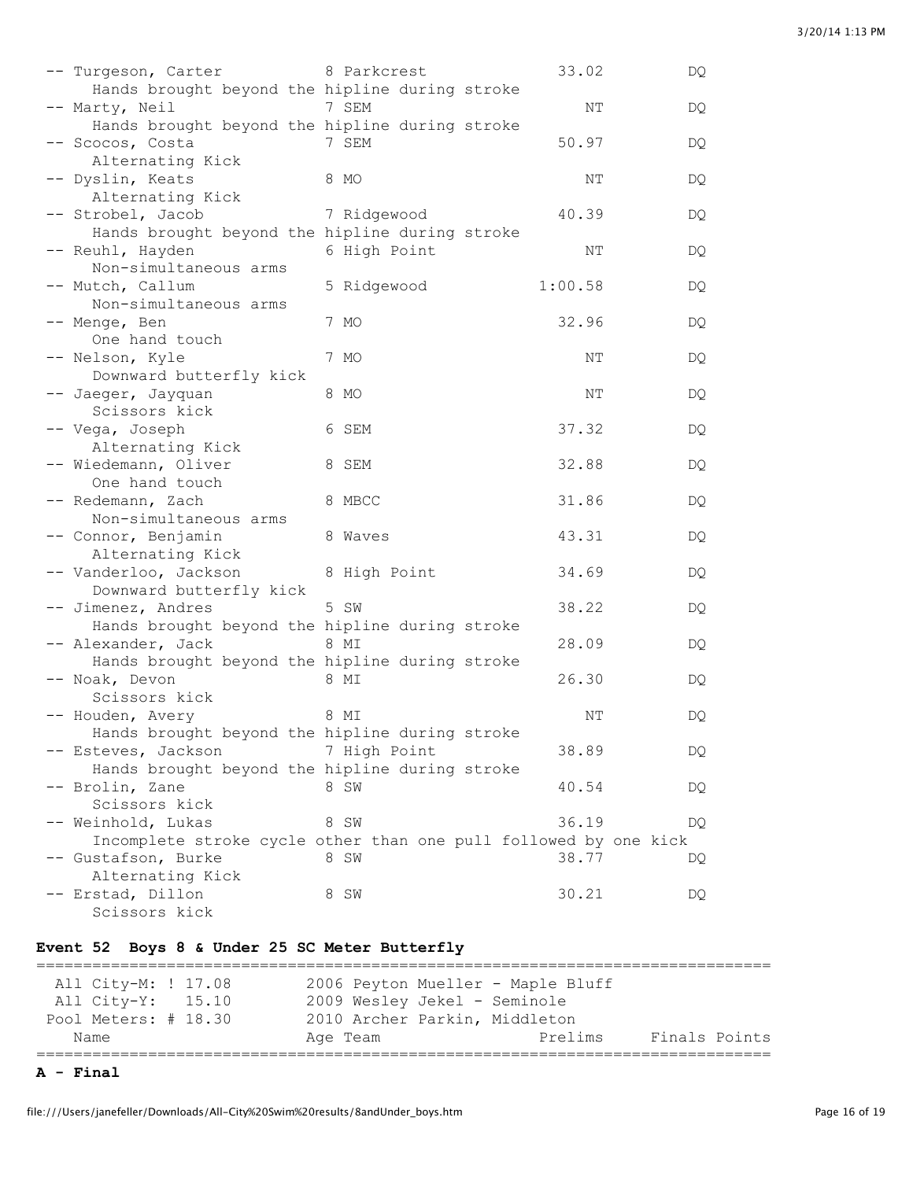| | Name | Age | Team | Prelims | Finals |
|---|---|---|---|---|---|
| -- | Turgeson, Carter | 8 | Parkcrest | 33.02 | DQ |
| | Hands brought beyond the hipline during stroke | | | | |
| -- | Marty, Neil | 7 | SEM | NT | DQ |
| | Hands brought beyond the hipline during stroke | | | | |
| -- | Scocos, Costa | 7 | SEM | 50.97 | DQ |
| | Alternating Kick | | | | |
| -- | Dyslin, Keats | 8 | MO | NT | DQ |
| | Alternating Kick | | | | |
| -- | Strobel, Jacob | 7 | Ridgewood | 40.39 | DQ |
| | Hands brought beyond the hipline during stroke | | | | |
| -- | Reuhl, Hayden | 6 | High Point | NT | DQ |
| | Non-simultaneous arms | | | | |
| -- | Mutch, Callum | 5 | Ridgewood | 1:00.58 | DQ |
| | Non-simultaneous arms | | | | |
| -- | Menge, Ben | 7 | MO | 32.96 | DQ |
| | One hand touch | | | | |
| -- | Nelson, Kyle | 7 | MO | NT | DQ |
| | Downward butterfly kick | | | | |
| -- | Jaeger, Jayquan | 8 | MO | NT | DQ |
| | Scissors kick | | | | |
| -- | Vega, Joseph | 6 | SEM | 37.32 | DQ |
| | Alternating Kick | | | | |
| -- | Wiedemann, Oliver | 8 | SEM | 32.88 | DQ |
| | One hand touch | | | | |
| -- | Redemann, Zach | 8 | MBCC | 31.86 | DQ |
| | Non-simultaneous arms | | | | |
| -- | Connor, Benjamin | 8 | Waves | 43.31 | DQ |
| | Alternating Kick | | | | |
| -- | Vanderloo, Jackson | 8 | High Point | 34.69 | DQ |
| | Downward butterfly kick | | | | |
| -- | Jimenez, Andres | 5 | SW | 38.22 | DQ |
| | Hands brought beyond the hipline during stroke | | | | |
| -- | Alexander, Jack | 8 | MI | 28.09 | DQ |
| | Hands brought beyond the hipline during stroke | | | | |
| -- | Noak, Devon | 8 | MI | 26.30 | DQ |
| | Scissors kick | | | | |
| -- | Houden, Avery | 8 | MI | NT | DQ |
| | Hands brought beyond the hipline during stroke | | | | |
| -- | Esteves, Jackson | 7 | High Point | 38.89 | DQ |
| | Hands brought beyond the hipline during stroke | | | | |
| -- | Brolin, Zane | 8 | SW | 40.54 | DQ |
| | Scissors kick | | | | |
| -- | Weinhold, Lukas | 8 | SW | 36.19 | DQ |
| | Incomplete stroke cycle other than one pull followed by one kick | | | | |
| -- | Gustafson, Burke | 8 | SW | 38.77 | DQ |
| | Alternating Kick | | | | |
| -- | Erstad, Dillon | 8 | SW | 30.21 | DQ |
| | Scissors kick | | | | |

**Event 52 Boys 8 & Under 25 SC Meter Butterfly**

```
===============================================================================
  All City-M: ! 17.08        2006 Peyton Mueller - Maple Bluff
  All City-Y:   15.10        2009 Wesley Jekel - Seminole
 Pool Meters: # 18.30        2010 Archer Parkin, Middleton
    Name                     Age Team                  Prelims     Finals Points
===============================================================================
```

**A - Final**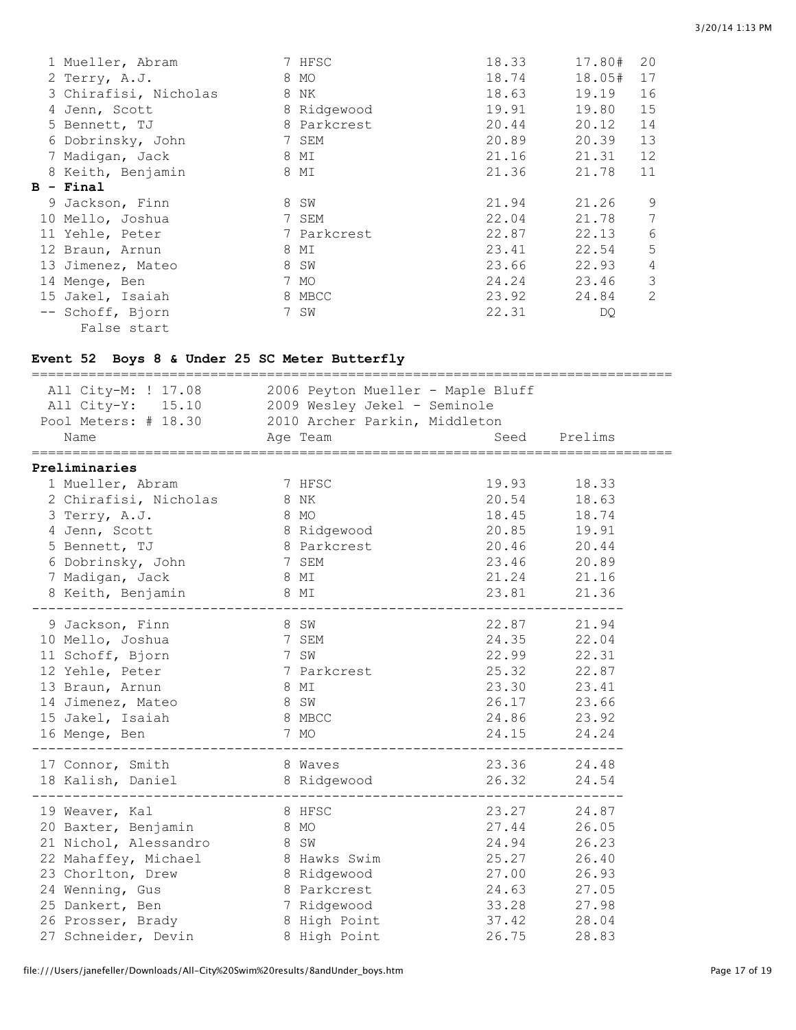| | Name | Age | Team | Prelims | Finals | Points |
|---|---|---|---|---|---|---|
| 1 | Mueller, Abram | 7 | HFSC | 18.33 | 17.80# | 20 |
| 2 | Terry, A.J. | 8 | MO | 18.74 | 18.05# | 17 |
| 3 | Chirafisi, Nicholas | 8 | NK | 18.63 | 19.19 | 16 |
| 4 | Jenn, Scott | 8 | Ridgewood | 19.91 | 19.80 | 15 |
| 5 | Bennett, TJ | 8 | Parkcrest | 20.44 | 20.12 | 14 |
| 6 | Dobrinsky, John | 7 | SEM | 20.89 | 20.39 | 13 |
| 7 | Madigan, Jack | 8 | MI | 21.16 | 21.31 | 12 |
| 8 | Keith, Benjamin | 8 | MI | 21.36 | 21.78 | 11 |

**B - Final**

| | Name | Age | Team | Prelims | Finals | Points |
|---|---|---|---|---|---|---|
| 9 | Jackson, Finn | 8 | SW | 21.94 | 21.26 | 9 |
| 10 | Mello, Joshua | 7 | SEM | 22.04 | 21.78 | 7 |
| 11 | Yehle, Peter | 7 | Parkcrest | 22.87 | 22.13 | 6 |
| 12 | Braun, Arnun | 8 | MI | 23.41 | 22.54 | 5 |
| 13 | Jimenez, Mateo | 8 | SW | 23.66 | 22.93 | 4 |
| 14 | Menge, Ben | 7 | MO | 24.24 | 23.46 | 3 |
| 15 | Jakel, Isaiah | 8 | MBCC | 23.92 | 24.84 | 2 |
| -- | Schoff, Bjorn | 7 | SW | 22.31 | DQ | |

False start

## Event 52 Boys 8 & Under 25 SC Meter Butterfly

All City-M: ! 17.08 — 2006 Peyton Mueller - Maple Bluff
All City-Y: 15.10 — 2009 Wesley Jekel - Seminole
Pool Meters: # 18.30 — 2010 Archer Parkin, Middleton

**Preliminaries**

| | Name | Age | Team | Seed | Prelims |
|---|---|---|---|---|---|
| 1 | Mueller, Abram | 7 | HFSC | 19.93 | 18.33 |
| 2 | Chirafisi, Nicholas | 8 | NK | 20.54 | 18.63 |
| 3 | Terry, A.J. | 8 | MO | 18.45 | 18.74 |
| 4 | Jenn, Scott | 8 | Ridgewood | 20.85 | 19.91 |
| 5 | Bennett, TJ | 8 | Parkcrest | 20.46 | 20.44 |
| 6 | Dobrinsky, John | 7 | SEM | 23.46 | 20.89 |
| 7 | Madigan, Jack | 8 | MI | 21.24 | 21.16 |
| 8 | Keith, Benjamin | 8 | MI | 23.81 | 21.36 |
| 9 | Jackson, Finn | 8 | SW | 22.87 | 21.94 |
| 10 | Mello, Joshua | 7 | SEM | 24.35 | 22.04 |
| 11 | Schoff, Bjorn | 7 | SW | 22.99 | 22.31 |
| 12 | Yehle, Peter | 7 | Parkcrest | 25.32 | 22.87 |
| 13 | Braun, Arnun | 8 | MI | 23.30 | 23.41 |
| 14 | Jimenez, Mateo | 8 | SW | 26.17 | 23.66 |
| 15 | Jakel, Isaiah | 8 | MBCC | 24.86 | 23.92 |
| 16 | Menge, Ben | 7 | MO | 24.15 | 24.24 |
| 17 | Connor, Smith | 8 | Waves | 23.36 | 24.48 |
| 18 | Kalish, Daniel | 8 | Ridgewood | 26.32 | 24.54 |
| 19 | Weaver, Kal | 8 | HFSC | 23.27 | 24.87 |
| 20 | Baxter, Benjamin | 8 | MO | 27.44 | 26.05 |
| 21 | Nichol, Alessandro | 8 | SW | 24.94 | 26.23 |
| 22 | Mahaffey, Michael | 8 | Hawks Swim | 25.27 | 26.40 |
| 23 | Chorlton, Drew | 8 | Ridgewood | 27.00 | 26.93 |
| 24 | Wenning, Gus | 8 | Parkcrest | 24.63 | 27.05 |
| 25 | Dankert, Ben | 7 | Ridgewood | 33.28 | 27.98 |
| 26 | Prosser, Brady | 8 | High Point | 37.42 | 28.04 |
| 27 | Schneider, Devin | 8 | High Point | 26.75 | 28.83 |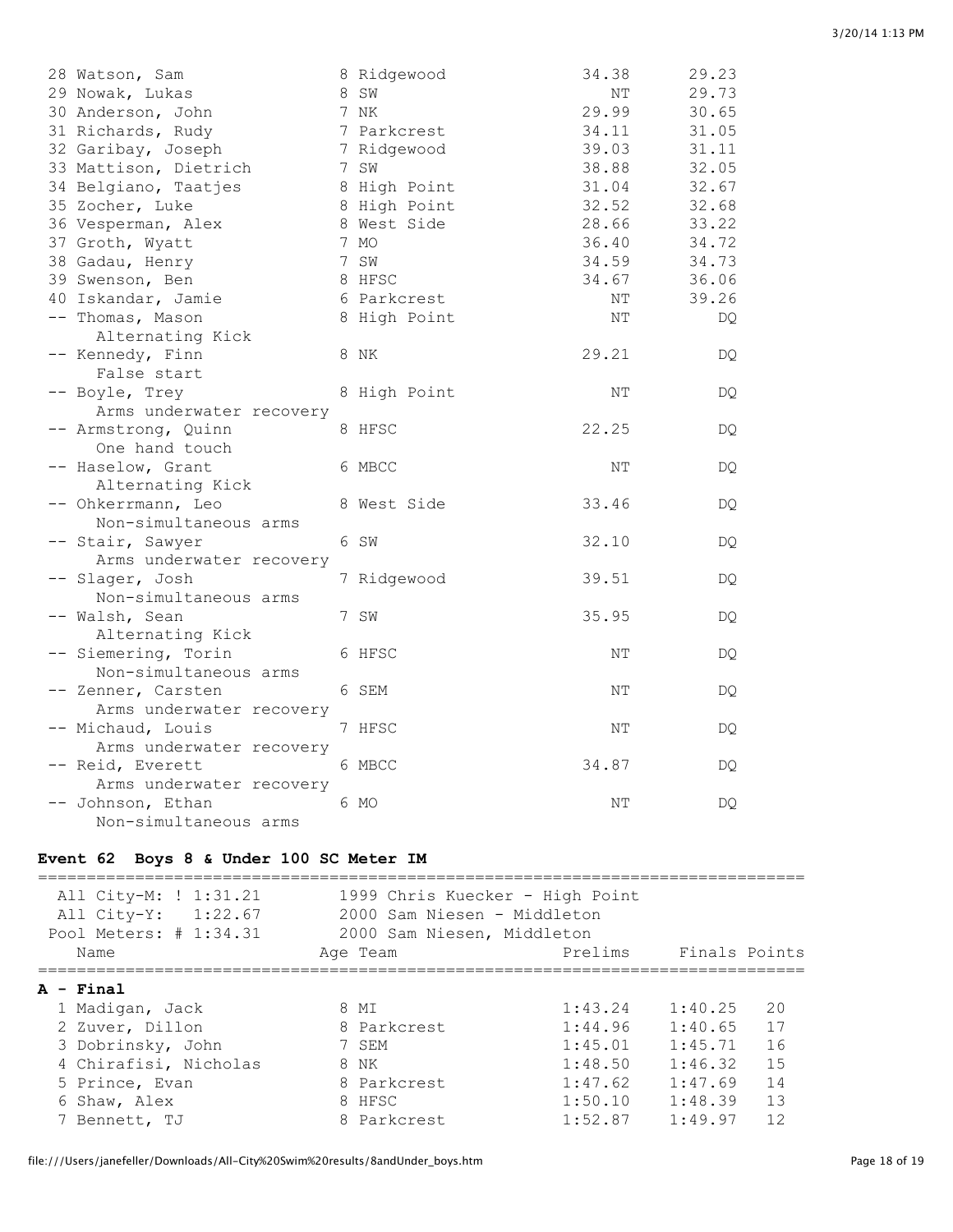| Place | Name | Age | Team | Prelims | Finals |
|---|---|---|---|---|---|
| 28 | Watson, Sam | 8 | Ridgewood | 34.38 | 29.23 |
| 29 | Nowak, Lukas | 8 | SW | NT | 29.73 |
| 30 | Anderson, John | 7 | NK | 29.99 | 30.65 |
| 31 | Richards, Rudy | 7 | Parkcrest | 34.11 | 31.05 |
| 32 | Garibay, Joseph | 7 | Ridgewood | 39.03 | 31.11 |
| 33 | Mattison, Dietrich | 7 | SW | 38.88 | 32.05 |
| 34 | Belgiano, Taatjes | 8 | High Point | 31.04 | 32.67 |
| 35 | Zocher, Luke | 8 | High Point | 32.52 | 32.68 |
| 36 | Vesperman, Alex | 8 | West Side | 28.66 | 33.22 |
| 37 | Groth, Wyatt | 7 | MO | 36.40 | 34.72 |
| 38 | Gadau, Henry | 7 | SW | 34.59 | 34.73 |
| 39 | Swenson, Ben | 8 | HFSC | 34.67 | 36.06 |
| 40 | Iskandar, Jamie | 6 | Parkcrest | NT | 39.26 |
| -- | Thomas, Mason (Alternating Kick) | 8 | High Point | NT | DQ |
| -- | Kennedy, Finn (False start) | 8 | NK | 29.21 | DQ |
| -- | Boyle, Trey (Arms underwater recovery) | 8 | High Point | NT | DQ |
| -- | Armstrong, Quinn (One hand touch) | 8 | HFSC | 22.25 | DQ |
| -- | Haselow, Grant (Alternating Kick) | 6 | MBCC | NT | DQ |
| -- | Ohkerrmann, Leo (Non-simultaneous arms) | 8 | West Side | 33.46 | DQ |
| -- | Stair, Sawyer (Arms underwater recovery) | 6 | SW | 32.10 | DQ |
| -- | Slager, Josh (Non-simultaneous arms) | 7 | Ridgewood | 39.51 | DQ |
| -- | Walsh, Sean (Alternating Kick) | 7 | SW | 35.95 | DQ |
| -- | Siemering, Torin (Non-simultaneous arms) | 6 | HFSC | NT | DQ |
| -- | Zenner, Carsten (Arms underwater recovery) | 6 | SEM | NT | DQ |
| -- | Michaud, Louis (Arms underwater recovery) | 7 | HFSC | NT | DQ |
| -- | Reid, Everett (Arms underwater recovery) | 6 | MBCC | 34.87 | DQ |
| -- | Johnson, Ethan (Non-simultaneous arms) | 6 | MO | NT | DQ |

## Event 62 Boys 8 & Under 100 SC Meter IM

All City-M: ! 1:31.21 — 1999 Chris Kuecker - High Point
All City-Y: 1:22.67 — 2000 Sam Niesen - Middleton
Pool Meters: # 1:34.31 — 2000 Sam Niesen, Middleton

### A - Final

| Place | Name | Age | Team | Prelims | Finals | Points |
|---|---|---|---|---|---|---|
| 1 | Madigan, Jack | 8 | MI | 1:43.24 | 1:40.25 | 20 |
| 2 | Zuver, Dillon | 8 | Parkcrest | 1:44.96 | 1:40.65 | 17 |
| 3 | Dobrinsky, John | 7 | SEM | 1:45.01 | 1:45.71 | 16 |
| 4 | Chirafisi, Nicholas | 8 | NK | 1:48.50 | 1:46.32 | 15 |
| 5 | Prince, Evan | 8 | Parkcrest | 1:47.62 | 1:47.69 | 14 |
| 6 | Shaw, Alex | 8 | HFSC | 1:50.10 | 1:48.39 | 13 |
| 7 | Bennett, TJ | 8 | Parkcrest | 1:52.87 | 1:49.97 | 12 |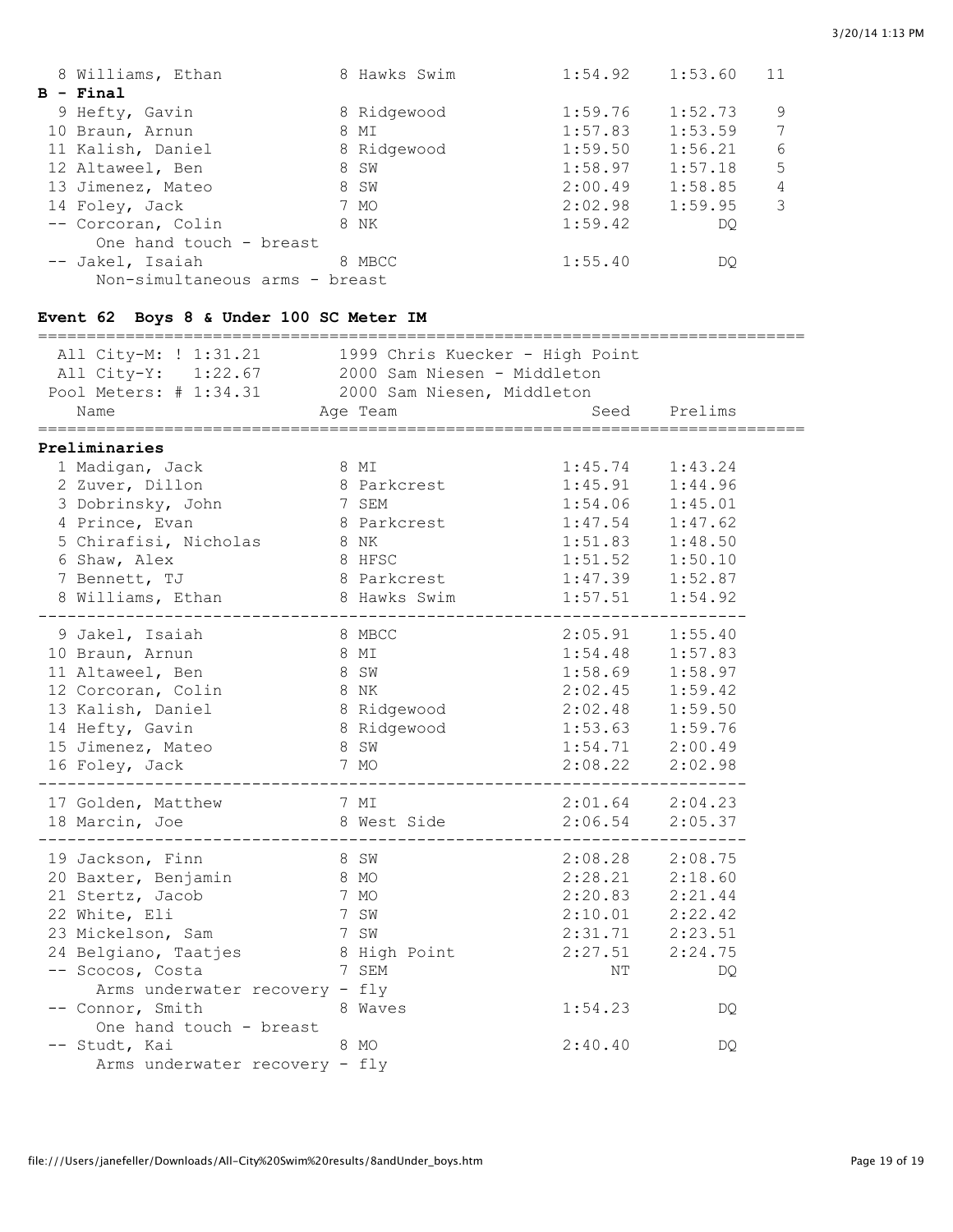| | | | | | |
|---|---|---|---|---|---|
| 8 Williams, Ethan | 8 | Hawks Swim | 1:54.92 | 1:53.60 | 11 |

**B - Final**

| | | | | | |
|---|---|---|---|---|---|
| 9 Hefty, Gavin | 8 | Ridgewood | 1:59.76 | 1:52.73 | 9 |
| 10 Braun, Arnun | 8 | MI | 1:57.83 | 1:53.59 | 7 |
| 11 Kalish, Daniel | 8 | Ridgewood | 1:59.50 | 1:56.21 | 6 |
| 12 Altaweel, Ben | 8 | SW | 1:58.97 | 1:57.18 | 5 |
| 13 Jimenez, Mateo | 8 | SW | 2:00.49 | 1:58.85 | 4 |
| 14 Foley, Jack | 7 | MO | 2:02.98 | 1:59.95 | 3 |
| -- Corcoran, Colin | 8 | NK | 1:59.42 | DQ | |
| One hand touch - breast | | | | | |
| -- Jakel, Isaiah | 8 | MBCC | 1:55.40 | DQ | |
| Non-simultaneous arms - breast | | | | | |

## Event 62 Boys 8 & Under 100 SC Meter IM

All City-M: ! 1:31.21 — 1999 Chris Kuecker - High Point
All City-Y: 1:22.67 — 2000 Sam Niesen - Middleton
Pool Meters: # 1:34.31 — 2000 Sam Niesen, Middleton

| Name | Age | Team | Seed | Prelims |
|---|---|---|---|---|
| **Preliminaries** | | | | |
| 1 Madigan, Jack | 8 | MI | 1:45.74 | 1:43.24 |
| 2 Zuver, Dillon | 8 | Parkcrest | 1:45.91 | 1:44.96 |
| 3 Dobrinsky, John | 7 | SEM | 1:54.06 | 1:45.01 |
| 4 Prince, Evan | 8 | Parkcrest | 1:47.54 | 1:47.62 |
| 5 Chirafisi, Nicholas | 8 | NK | 1:51.83 | 1:48.50 |
| 6 Shaw, Alex | 8 | HFSC | 1:51.52 | 1:50.10 |
| 7 Bennett, TJ | 8 | Parkcrest | 1:47.39 | 1:52.87 |
| 8 Williams, Ethan | 8 | Hawks Swim | 1:57.51 | 1:54.92 |
| 9 Jakel, Isaiah | 8 | MBCC | 2:05.91 | 1:55.40 |
| 10 Braun, Arnun | 8 | MI | 1:54.48 | 1:57.83 |
| 11 Altaweel, Ben | 8 | SW | 1:58.69 | 1:58.97 |
| 12 Corcoran, Colin | 8 | NK | 2:02.45 | 1:59.42 |
| 13 Kalish, Daniel | 8 | Ridgewood | 2:02.48 | 1:59.50 |
| 14 Hefty, Gavin | 8 | Ridgewood | 1:53.63 | 1:59.76 |
| 15 Jimenez, Mateo | 8 | SW | 1:54.71 | 2:00.49 |
| 16 Foley, Jack | 7 | MO | 2:08.22 | 2:02.98 |
| 17 Golden, Matthew | 7 | MI | 2:01.64 | 2:04.23 |
| 18 Marcin, Joe | 8 | West Side | 2:06.54 | 2:05.37 |
| 19 Jackson, Finn | 8 | SW | 2:08.28 | 2:08.75 |
| 20 Baxter, Benjamin | 8 | MO | 2:28.21 | 2:18.60 |
| 21 Stertz, Jacob | 7 | MO | 2:20.83 | 2:21.44 |
| 22 White, Eli | 7 | SW | 2:10.01 | 2:22.42 |
| 23 Mickelson, Sam | 7 | SW | 2:31.71 | 2:23.51 |
| 24 Belgiano, Taatjes | 8 | High Point | 2:27.51 | 2:24.75 |
| -- Scocos, Costa | 7 | SEM | NT | DQ |
| Arms underwater recovery - fly | | | | |
| -- Connor, Smith | 8 | Waves | 1:54.23 | DQ |
| One hand touch - breast | | | | |
| -- Studt, Kai | 8 | MO | 2:40.40 | DQ |
| Arms underwater recovery - fly | | | | |